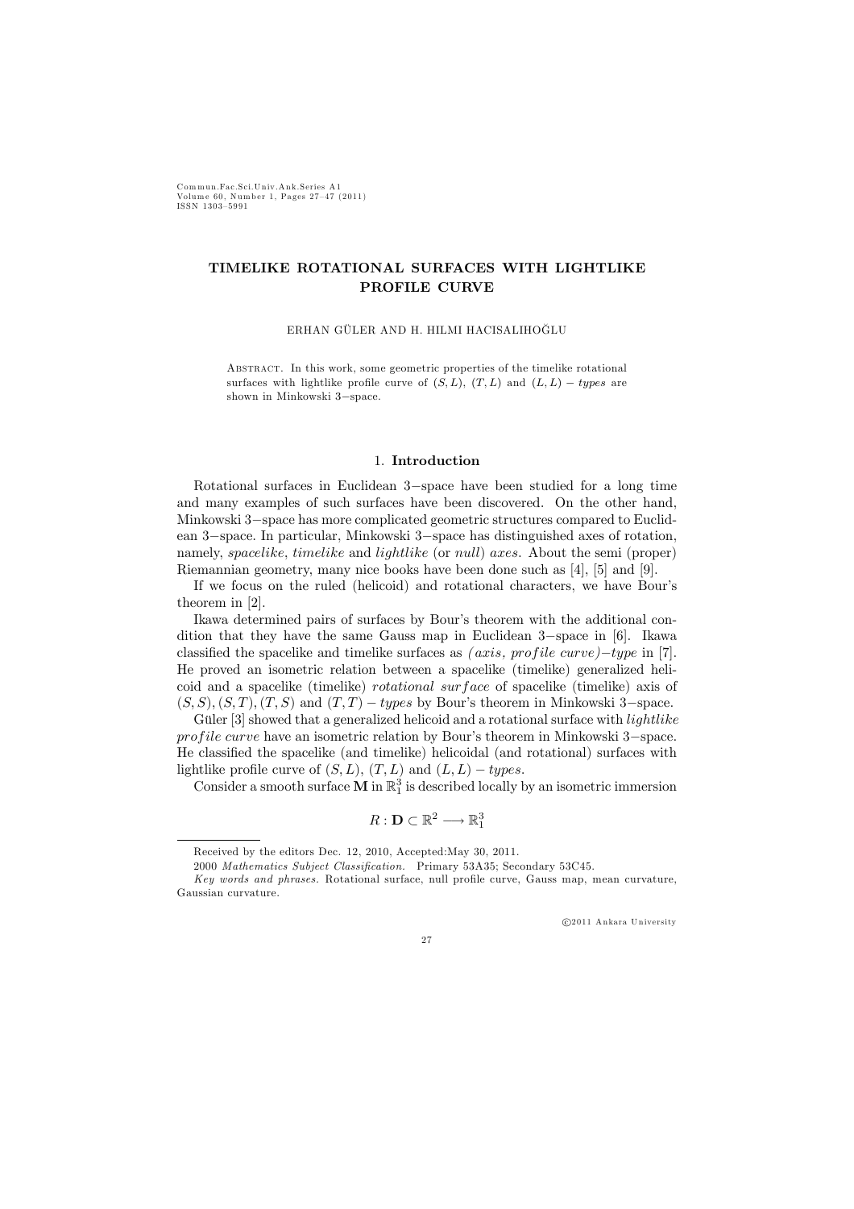# TIMELIKE ROTATIONAL SURFACES WITH LIGHTLIKE PROFILE CURVE

ERHAN GÜLER AND H. HILMI HACISALIHOĞLU

Abstract. In this work, some geometric properties of the timelike rotational surfaces with lightlike profile curve of $(S, L)$, $(T, L)$ and $(L, L) - types$ are shown in Minkowski 3−space.

## 1. Introduction

Rotational surfaces in Euclidean 3−space have been studied for a long time and many examples of such surfaces have been discovered. On the other hand, Minkowski 3−space has more complicated geometric structures compared to Euclidean 3−space. In particular, Minkowski 3−space has distinguished axes of rotation, namely, *spacelike*, *timelike* and *lightlike* (or *null*) *axes*. About the semi (proper) Riemannian geometry, many nice books have been done such as [4], [5] and [9].

If we focus on the ruled (helicoid) and rotational characters, we have Bour's theorem in [2].

Ikawa determined pairs of surfaces by Bour's theorem with the additional condition that they have the same Gauss map in Euclidean 3−space in [6]. Ikawa classified the spacelike and timelike surfaces as *(axis, profile curve)−type* in [7]. He proved an isometric relation between a spacelike (timelike) generalized helicoid and a spacelike (timelike) *rotational surface* of spacelike (timelike) axis of $(S, S), (S, T), (T, S)$ and $(T, T) - types$ by Bour's theorem in Minkowski 3−space.

Güler [3] showed that a generalized helicoid and a rotational surface with *lightlike profile curve* have an isometric relation by Bour's theorem in Minkowski 3−space. He classified the spacelike (and timelike) helicoidal (and rotational) surfaces with lightlike profile curve of $(S, L)$, $(T, L)$ and $(L, L) - types$.

Consider a smooth surface $\mathbf{M}$ in $\mathbb{R}^3_1$ is described locally by an isometric immersion

$$R : \mathbf{D} \subset \mathbb{R}^2 \longrightarrow \mathbb{R}^3_1$$

Received by the editors Dec. 12, 2010, Accepted:May 30, 2011.

2000 *Mathematics Subject Classification.* Primary 53A35; Secondary 53C45.

*Key words and phrases.* Rotational surface, null profile curve, Gauss map, mean curvature, Gaussian curvature.

©2011 Ankara University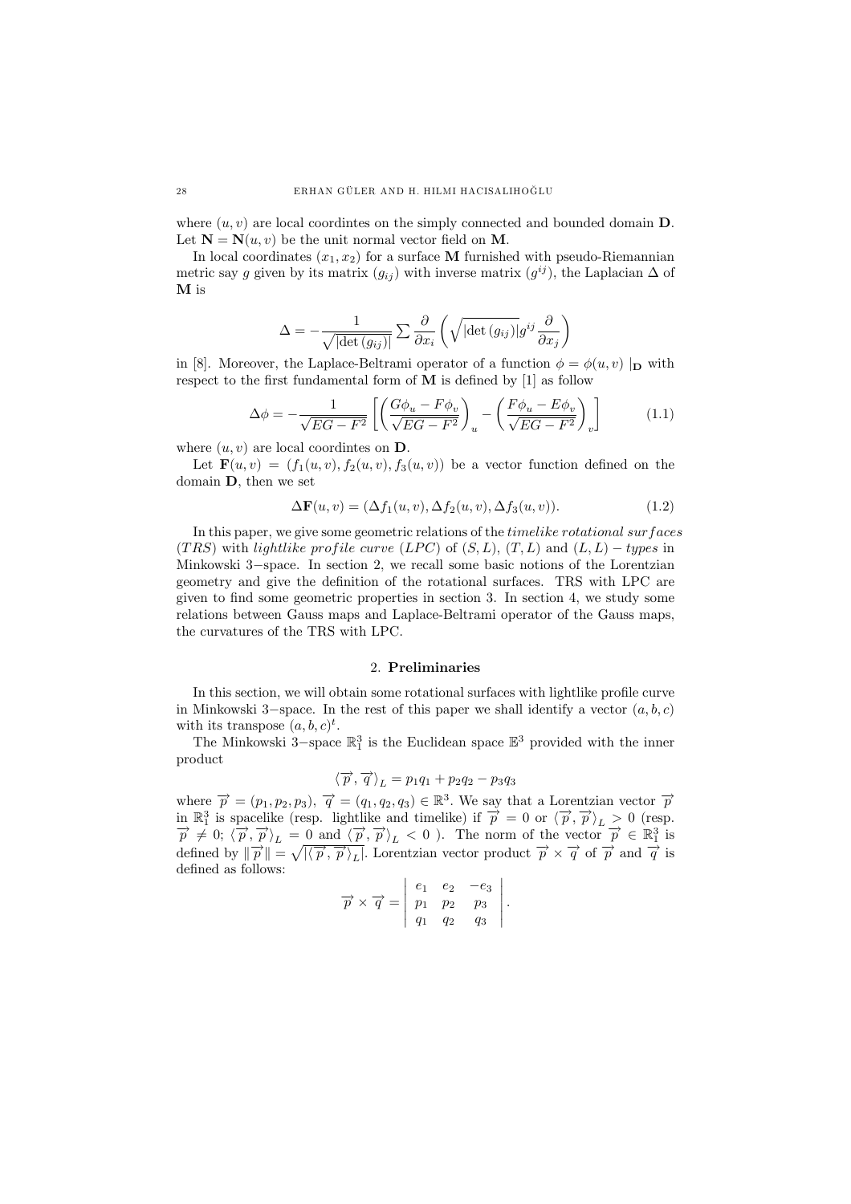where $(u, v)$ are local coordintes on the simply connected and bounded domain $\mathbf{D}$. Let $\mathbf{N} = \mathbf{N}(u, v)$ be the unit normal vector field on $\mathbf{M}$.

In local coordinates $(x_1, x_2)$ for a surface $\mathbf{M}$ furnished with pseudo-Riemannian metric say $g$ given by its matrix $(g_{ij})$ with inverse matrix $(g^{ij})$, the Laplacian $\Delta$ of $\mathbf{M}$ is

$$\Delta = -\frac{1}{\sqrt{|\det(g_{ij})|}} \sum \frac{\partial}{\partial x_i} \left( \sqrt{|\det(g_{ij})|} g^{ij} \frac{\partial}{\partial x_j} \right)$$

in [8]. Moreover, the Laplace-Beltrami operator of a function $\phi = \phi(u, v) \mid_{\mathbf{D}}$ with respect to the first fundamental form of $\mathbf{M}$ is defined by [1] as follow

$$\Delta\phi = -\frac{1}{\sqrt{EG - F^2}} \left[ \left( \frac{G\phi_u - F\phi_v}{\sqrt{EG - F^2}} \right)_u - \left( \frac{F\phi_u - E\phi_v}{\sqrt{EG - F^2}} \right)_v \right] \tag{1.1}$$

where $(u, v)$ are local coordintes on $\mathbf{D}$.

Let $\mathbf{F}(u, v) = (f_1(u, v), f_2(u, v), f_3(u, v))$ be a vector function defined on the domain $\mathbf{D}$, then we set

$$\Delta\mathbf{F}(u, v) = (\Delta f_1(u, v), \Delta f_2(u, v), \Delta f_3(u, v)). \tag{1.2}$$

In this paper, we give some geometric relations of the *timelike rotational surfaces* ($TRS$) with *lightlike profile curve* ($LPC$) of $(S, L)$, $(T, L)$ and $(L, L) - types$ in Minkowski 3−space. In section 2, we recall some basic notions of the Lorentzian geometry and give the definition of the rotational surfaces. TRS with LPC are given to find some geometric properties in section 3. In section 4, we study some relations between Gauss maps and Laplace-Beltrami operator of the Gauss maps, the curvatures of the TRS with LPC.

## 2. Preliminaries

In this section, we will obtain some rotational surfaces with lightlike profile curve in Minkowski 3−space. In the rest of this paper we shall identify a vector $(a, b, c)$ with its transpose $(a, b, c)^t$.

The Minkowski 3−space $\mathbb{R}^3_1$ is the Euclidean space $\mathbb{E}^3$ provided with the inner product

$$\langle \overrightarrow{p}, \overrightarrow{q} \rangle_L = p_1 q_1 + p_2 q_2 - p_3 q_3$$

where $\overrightarrow{p} = (p_1, p_2, p_3)$, $\overrightarrow{q} = (q_1, q_2, q_3) \in \mathbb{R}^3$. We say that a Lorentzian vector $\overrightarrow{p}$ in $\mathbb{R}^3_1$ is spacelike (resp. lightlike and timelike) if $\overrightarrow{p} = 0$ or $\langle \overrightarrow{p}, \overrightarrow{p} \rangle_L > 0$ (resp. $\overrightarrow{p} \neq 0$; $\langle \overrightarrow{p}, \overrightarrow{p} \rangle_L = 0$ and $\langle \overrightarrow{p}, \overrightarrow{p} \rangle_L < 0$ ). The norm of the vector $\overrightarrow{p} \in \mathbb{R}^3_1$ is defined by $\| \overrightarrow{p} \| = \sqrt{|\langle \overrightarrow{p}, \overrightarrow{p} \rangle_L|}$. Lorentzian vector product $\overrightarrow{p} \times \overrightarrow{q}$ of $\overrightarrow{p}$ and $\overrightarrow{q}$ is defined as follows:

$$\overrightarrow{p} \times \overrightarrow{q} = \begin{vmatrix} e_1 & e_2 & -e_3 \\ p_1 & p_2 & p_3 \\ q_1 & q_2 & q_3 \end{vmatrix}.$$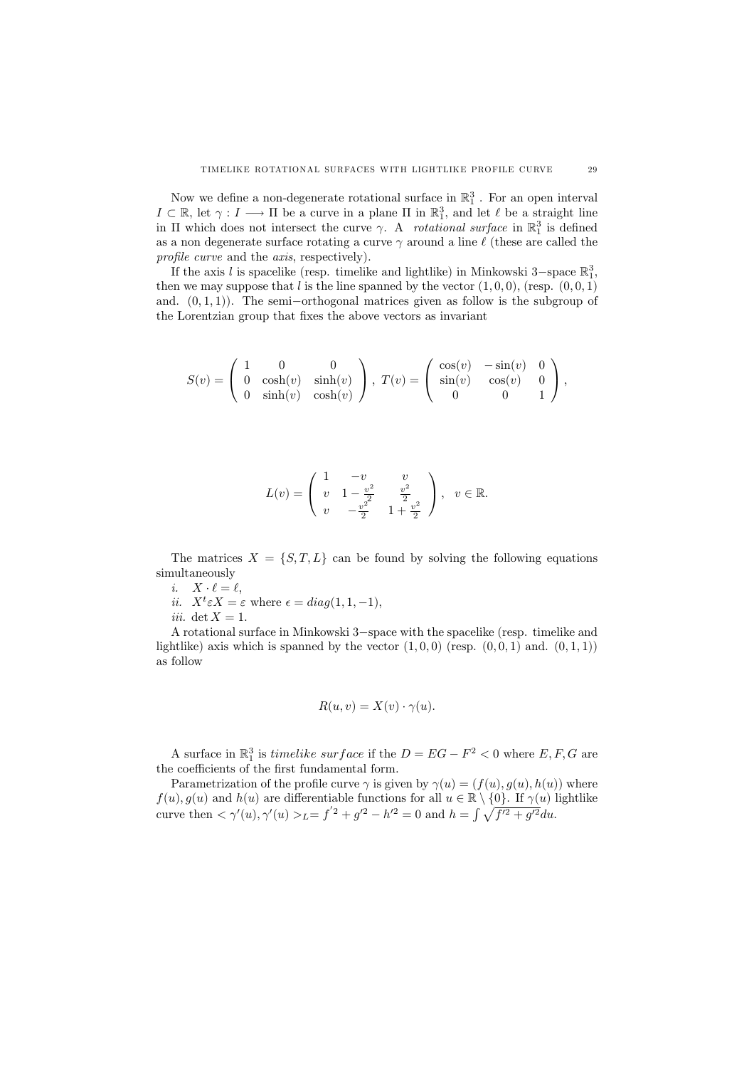Now we define a non-degenerate rotational surface in $\mathbb{R}^3_1$ . For an open interval $I \subset \mathbb{R}$, let $\gamma : I \longrightarrow \Pi$ be a curve in a plane $\Pi$ in $\mathbb{R}^3_1$, and let $\ell$ be a straight line in $\Pi$ which does not intersect the curve $\gamma$. A *rotational surface* in $\mathbb{R}^3_1$ is defined as a non degenerate surface rotating a curve $\gamma$ around a line $\ell$ (these are called the *profile curve* and the *axis*, respectively).

If the axis $l$ is spacelike (resp. timelike and lightlike) in Minkowski 3−space $\mathbb{R}^3_1$, then we may suppose that $l$ is the line spanned by the vector $(1, 0, 0)$, (resp. $(0, 0, 1)$ and. $(0, 1, 1)$). The semi−orthogonal matrices given as follow is the subgroup of the Lorentzian group that fixes the above vectors as invariant

$$S(v) = \begin{pmatrix} 1 & 0 & 0 \\ 0 & \cosh(v) & \sinh(v) \\ 0 & \sinh(v) & \cosh(v) \end{pmatrix}, \; T(v) = \begin{pmatrix} \cos(v) & -\sin(v) & 0 \\ \sin(v) & \cos(v) & 0 \\ 0 & 0 & 1 \end{pmatrix},$$

$$L(v) = \begin{pmatrix} 1 & -v & v \\ v & 1-\frac{v^2}{2} & \frac{v^2}{2} \\ v & -\frac{v^2}{2} & 1+\frac{v^2}{2} \end{pmatrix}, \quad v \in \mathbb{R}.$$

The matrices $X = \{S, T, L\}$ can be found by solving the following equations simultaneously

*i.* $X \cdot \ell = \ell$,
*ii.* $X^t \varepsilon X = \varepsilon$ where $\epsilon = diag(1, 1, -1)$,
*iii.* $\det X = 1$.

A rotational surface in Minkowski 3−space with the spacelike (resp. timelike and lightlike) axis which is spanned by the vector $(1, 0, 0)$ (resp. $(0, 0, 1)$ and. $(0, 1, 1)$) as follow

$$R(u, v) = X(v) \cdot \gamma(u).$$

A surface in $\mathbb{R}^3_1$ is *timelike surface* if the $D = EG - F^2 < 0$ where $E, F, G$ are the coefficients of the first fundamental form.

Parametrization of the profile curve $\gamma$ is given by $\gamma(u) = (f(u), g(u), h(u))$ where $f(u)$, $g(u)$ and $h(u)$ are differentiable functions for all $u \in \mathbb{R} \setminus \{0\}$. If $\gamma(u)$ lightlike curve then $< \gamma'(u), \gamma'(u) >_L = f'^2 + g'^2 - h'^2 = 0$ and $h = \int \sqrt{f'^2 + g'^2} du$.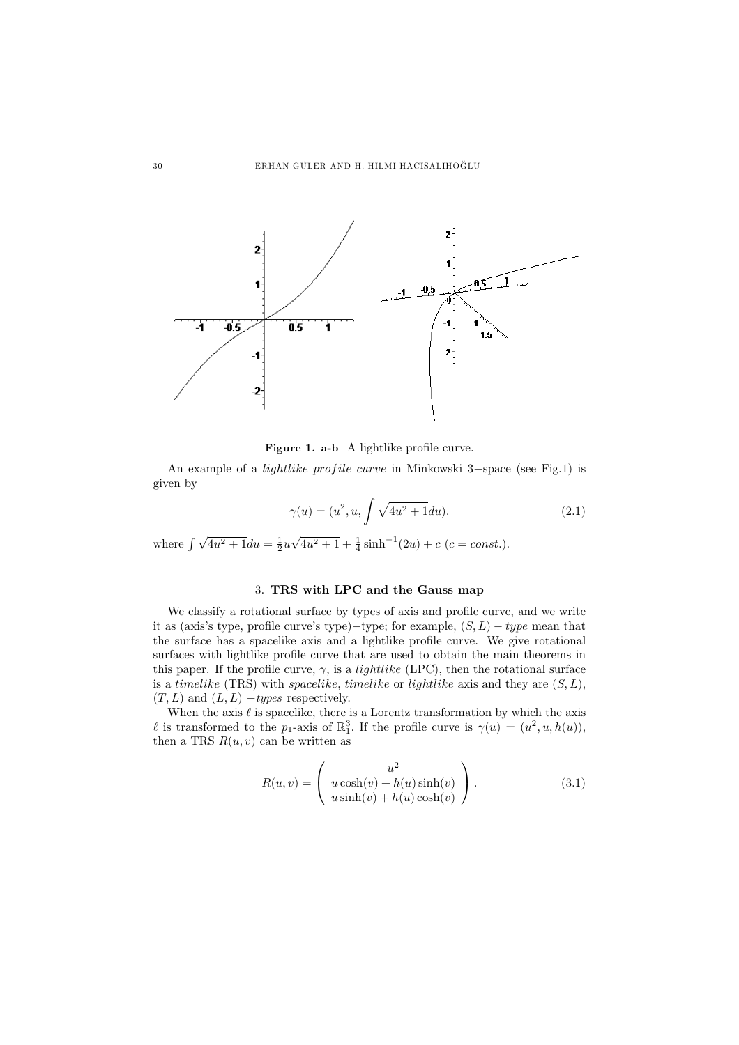**Figure 1. a-b** A lightlike profile curve.

An example of a *lightlike profile curve* in Minkowski 3−space (see Fig.1) is given by

$$\gamma(u) = (u^2, u, \int \sqrt{4u^2+1}du). \tag{2.1}$$

where $\int \sqrt{4u^2+1}du = \frac{1}{2}u\sqrt{4u^2+1} + \frac{1}{4}\sinh^{-1}(2u) + c$ ($c = const.$).

## 3. TRS with LPC and the Gauss map

We classify a rotational surface by types of axis and profile curve, and we write it as (axis's type, profile curve's type)−type; for example, $(S, L) - type$ mean that the surface has a spacelike axis and a lightlike profile curve. We give rotational surfaces with lightlike profile curve that are used to obtain the main theorems in this paper. If the profile curve, $\gamma$, is a *lightlike* (LPC), then the rotational surface is a *timelike* (TRS) with *spacelike*, *timelike* or *lightlike* axis and they are $(S, L)$, $(T, L)$ and $(L, L)$ −*types* respectively.

When the axis $\ell$ is spacelike, there is a Lorentz transformation by which the axis $\ell$ is transformed to the $p_1$-axis of $\mathbb{R}^3_1$. If the profile curve is $\gamma(u) = (u^2, u, h(u))$, then a TRS $R(u, v)$ can be written as

$$R(u, v) = \begin{pmatrix} u^2 \\ u\cosh(v) + h(u)\sinh(v) \\ u\sinh(v) + h(u)\cosh(v) \end{pmatrix}. \tag{3.1}$$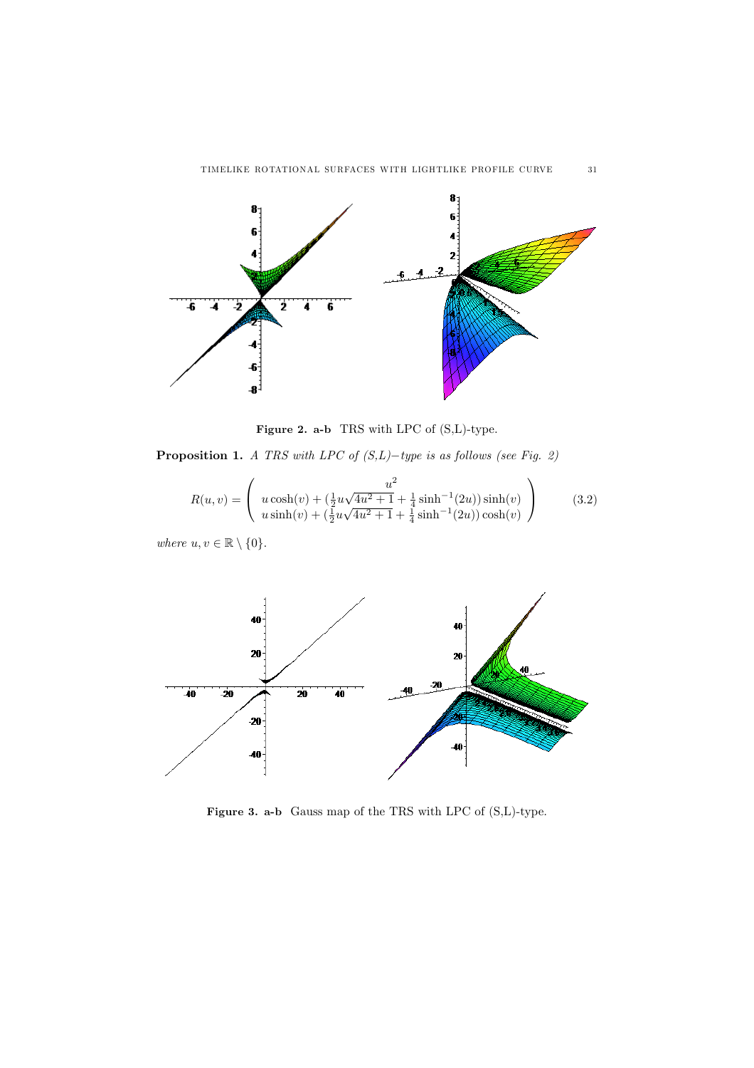**Figure 2. a-b** TRS with LPC of (S,L)-type.

**Proposition 1.** *A TRS with LPC of (S,L)−type is as follows (see Fig. 2)*

$$R(u,v) = \begin{pmatrix} u^2 \\ u\cosh(v) + (\frac{1}{2}u\sqrt{4u^2+1} + \frac{1}{4}\sinh^{-1}(2u))\sinh(v) \\ u\sinh(v) + (\frac{1}{2}u\sqrt{4u^2+1} + \frac{1}{4}\sinh^{-1}(2u))\cosh(v) \end{pmatrix} \tag{3.2}$$

*where* $u, v \in \mathbb{R} \setminus \{0\}$.

**Figure 3. a-b** Gauss map of the TRS with LPC of (S,L)-type.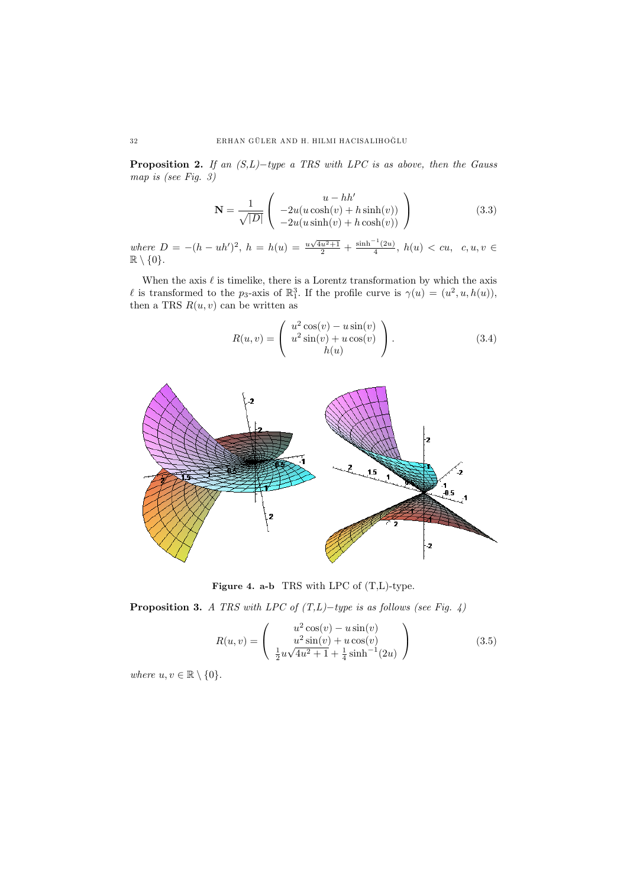**Proposition 2.** *If an (S,L)−type a TRS with LPC is as above, then the Gauss map is (see Fig. 3)*

$$\mathbf{N} = \frac{1}{\sqrt{|D|}} \begin{pmatrix} u - hh' \\ -2u(u\cosh(v) + h\sinh(v)) \\ -2u(u\sinh(v) + h\cosh(v)) \end{pmatrix} \tag{3.3}$$

*where* $D = -(h - uh')^2$, $h = h(u) = \frac{u\sqrt{4u^2+1}}{2} + \frac{\sinh^{-1}(2u)}{4}$, $h(u) < cu$, $c, u, v \in \mathbb{R} \setminus \{0\}$.

When the axis $\ell$ is timelike, there is a Lorentz transformation by which the axis $\ell$ is transformed to the $p_3$-axis of $\mathbb{R}^3_1$. If the profile curve is $\gamma(u) = (u^2, u, h(u))$, then a TRS $R(u, v)$ can be written as

$$R(u,v) = \begin{pmatrix} u^2\cos(v) - u\sin(v) \\ u^2\sin(v) + u\cos(v) \\ h(u) \end{pmatrix}. \tag{3.4}$$

**Figure 4. a-b** TRS with LPC of (T,L)-type.

**Proposition 3.** *A TRS with LPC of (T,L)−type is as follows (see Fig. 4)*

$$R(u,v) = \begin{pmatrix} u^2\cos(v) - u\sin(v) \\ u^2\sin(v) + u\cos(v) \\ \frac{1}{2}u\sqrt{4u^2+1} + \frac{1}{4}\sinh^{-1}(2u) \end{pmatrix} \tag{3.5}$$

*where* $u, v \in \mathbb{R} \setminus \{0\}$.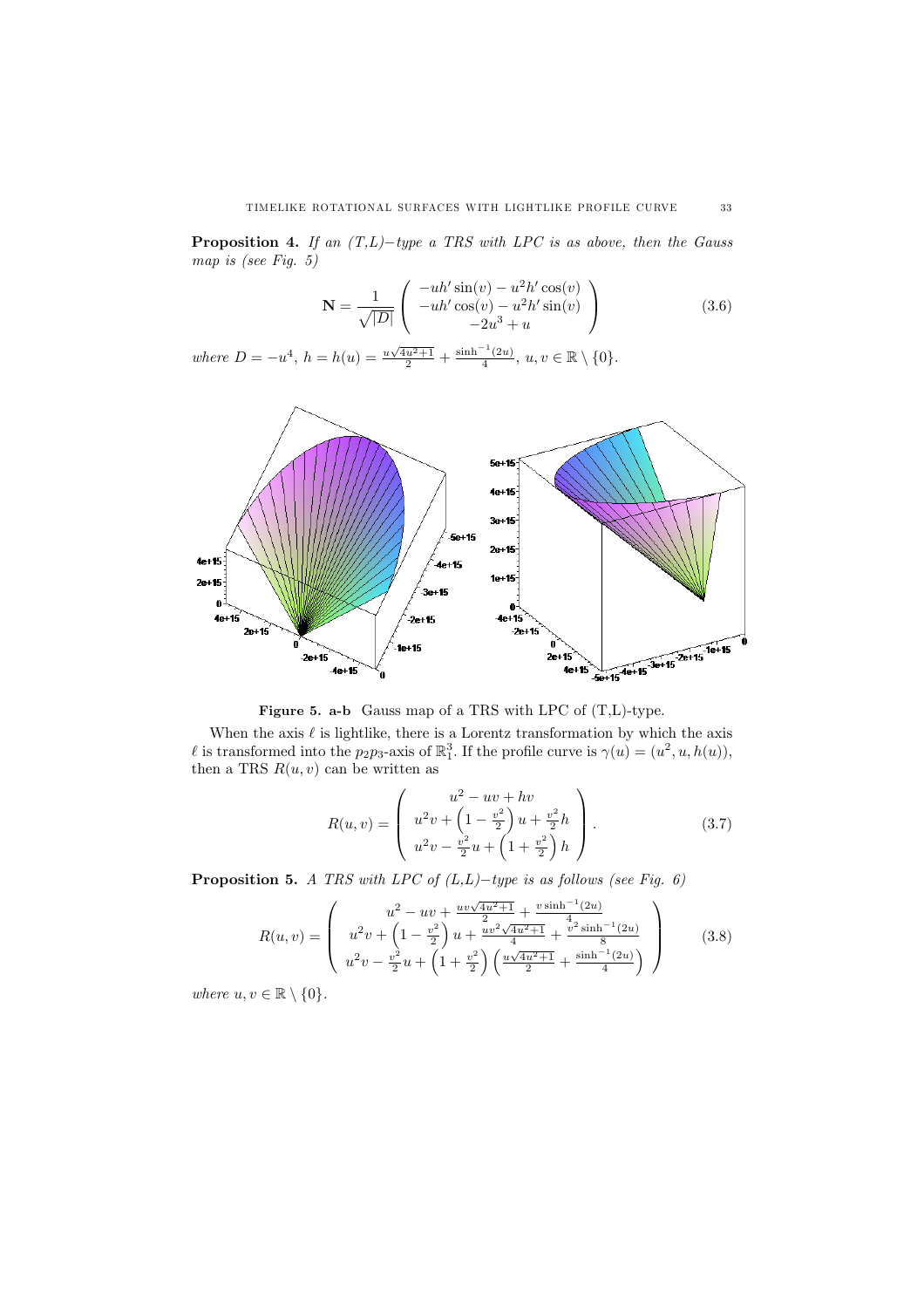**Proposition 4.** *If an (T,L)−type a TRS with LPC is as above, then the Gauss map is (see Fig. 5)*

$$\mathbf{N} = \frac{1}{\sqrt{|D|}} \begin{pmatrix} -uh'\sin(v) - u^2h'\cos(v) \\ -uh'\cos(v) - u^2h'\sin(v) \\ -2u^3 + u \end{pmatrix} \tag{3.6}$$

*where* $D = -u^4$, $h = h(u) = \frac{u\sqrt{4u^2+1}}{2} + \frac{\sinh^{-1}(2u)}{4}$, $u, v \in \mathbb{R} \setminus \{0\}$.

**Figure 5. a-b** Gauss map of a TRS with LPC of (T,L)-type.

When the axis $\ell$ is lightlike, there is a Lorentz transformation by which the axis $\ell$ is transformed into the $p_2p_3$-axis of $\mathbb{R}^3_1$. If the profile curve is $\gamma(u) = (u^2, u, h(u))$, then a TRS $R(u,v)$ can be written as

$$R(u,v) = \begin{pmatrix} u^2 - uv + hv \\ u^2v + \left(1 - \frac{v^2}{2}\right)u + \frac{v^2}{2}h \\ u^2v - \frac{v^2}{2}u + \left(1 + \frac{v^2}{2}\right)h \end{pmatrix}. \tag{3.7}$$

**Proposition 5.** *A TRS with LPC of (L,L)−type is as follows (see Fig. 6)*

$$R(u,v) = \begin{pmatrix} u^2 - uv + \frac{uv\sqrt{4u^2+1}}{2} + \frac{v\sinh^{-1}(2u)}{4} \\ u^2v + \left(1 - \frac{v^2}{2}\right)u + \frac{uv^2\sqrt{4u^2+1}}{4} + \frac{v^2\sinh^{-1}(2u)}{8} \\ u^2v - \frac{v^2}{2}u + \left(1 + \frac{v^2}{2}\right)\left(\frac{u\sqrt{4u^2+1}}{2} + \frac{\sinh^{-1}(2u)}{4}\right) \end{pmatrix} \tag{3.8}$$

*where* $u, v \in \mathbb{R} \setminus \{0\}$.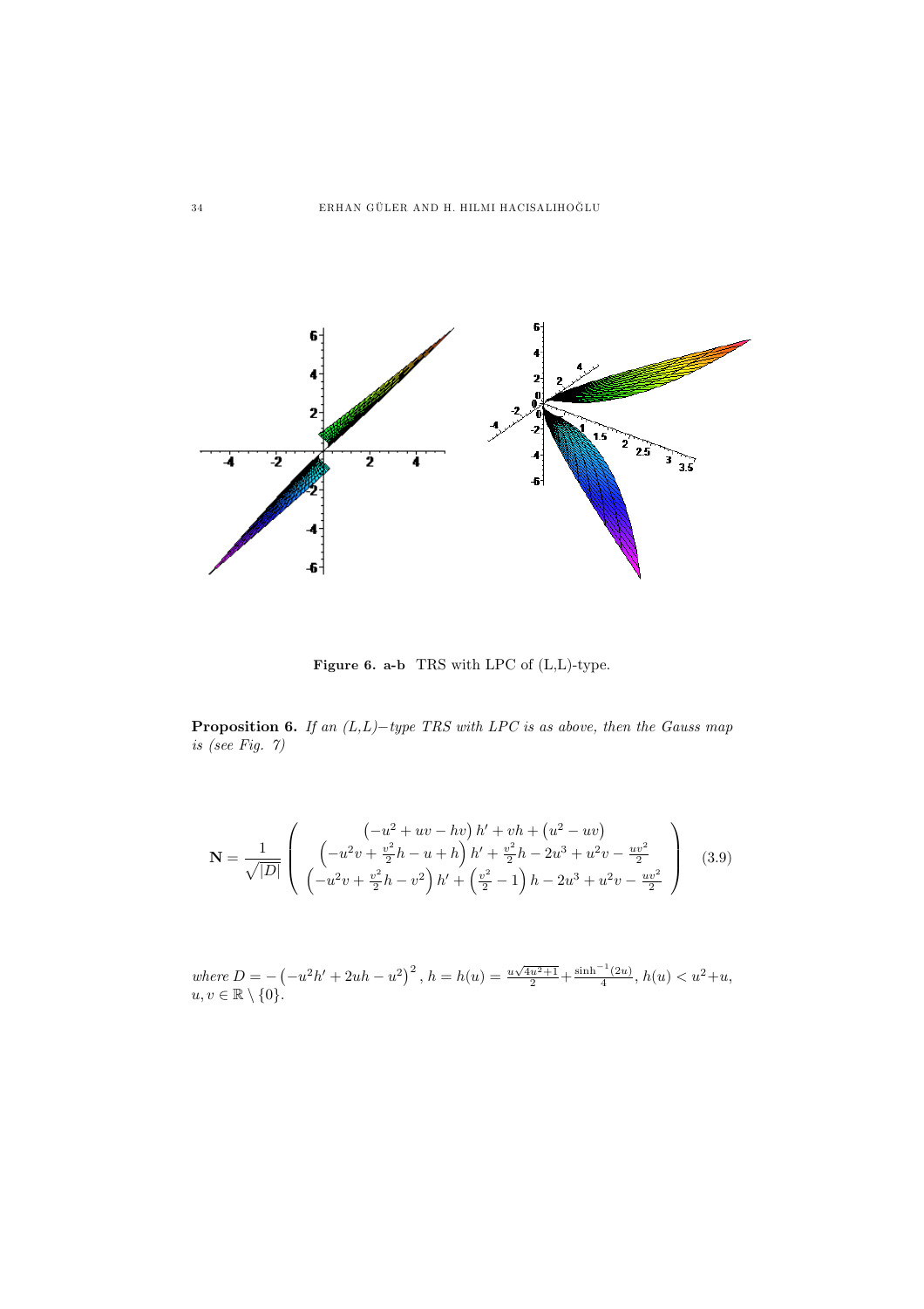**Figure 6. a-b** TRS with LPC of (L,L)-type.

**Proposition 6.** *If an (L,L)−type TRS with LPC is as above, then the Gauss map is (see Fig. 7)*

$$\mathbf{N}=\frac{1}{\sqrt{|D|}}\left(\begin{array}{c}\left(-u^{2}+uv-hv\right)h'+vh+\left(u^{2}-uv\right)\\ \left(-u^{2}v+\frac{v^{2}}{2}h-u+h\right)h'+\frac{v^{2}}{2}h-2u^{3}+u^{2}v-\frac{uv^{2}}{2}\\ \left(-u^{2}v+\frac{v^{2}}{2}h-v^{2}\right)h'+\left(\frac{v^{2}}{2}-1\right)h-2u^{3}+u^{2}v-\frac{uv^{2}}{2}\end{array}\right) \quad (3.9)$$

*where* $D=-\left(-u^{2}h'+2uh-u^{2}\right)^{2}$, $h=h(u)=\frac{u\sqrt{4u^{2}+1}}{2}+\frac{\sinh^{-1}(2u)}{4}$, $h(u)<u^{2}+u$, $u,v\in\mathbb{R}\setminus\{0\}$.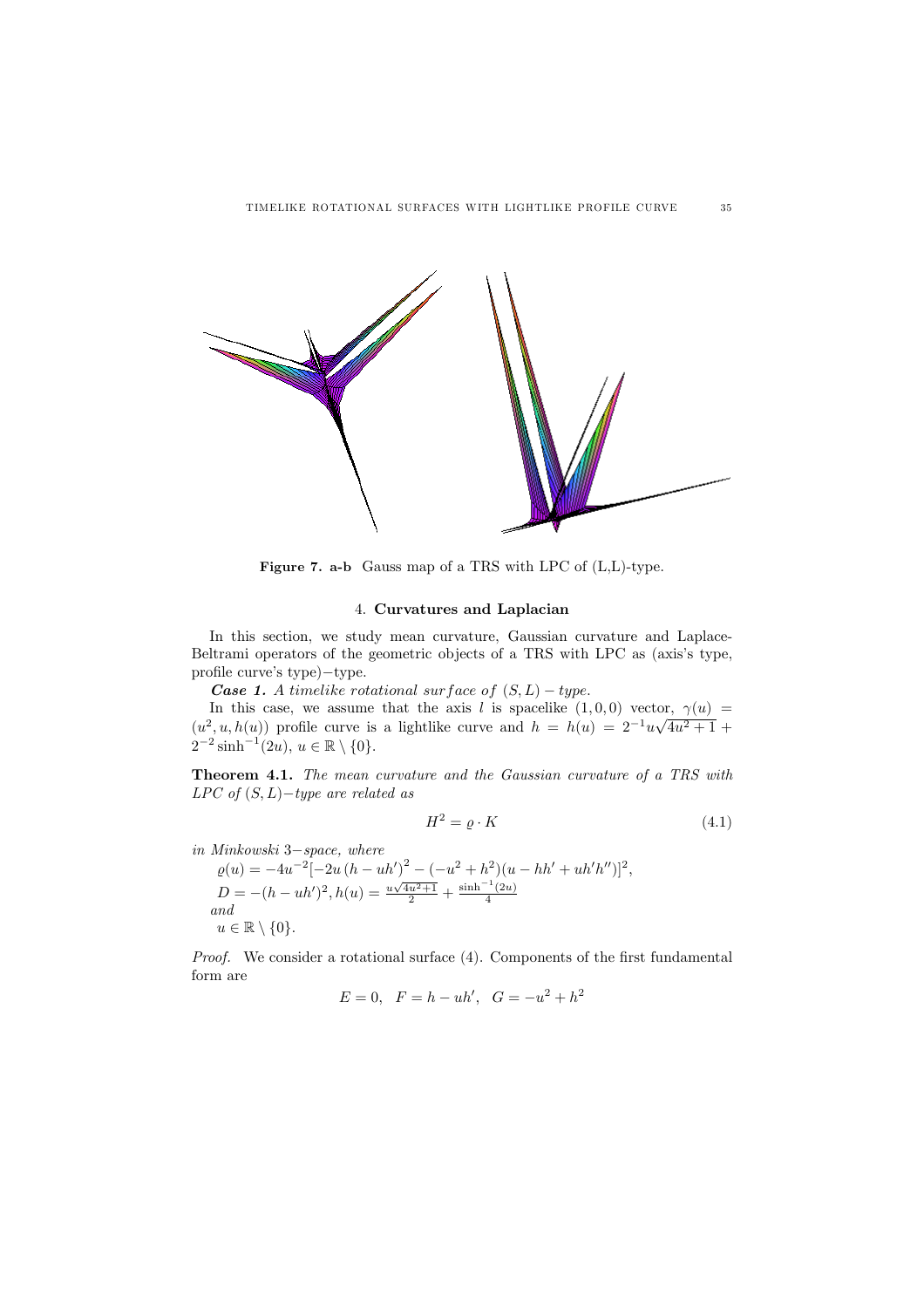**Figure 7. a-b** Gauss map of a TRS with LPC of (L,L)-type.

## 4. Curvatures and Laplacian

In this section, we study mean curvature, Gaussian curvature and Laplace-Beltrami operators of the geometric objects of a TRS with LPC as (axis's type, profile curve's type)−type.

***Case 1.*** *A timelike rotational surface of* $(S, L) - type$.

In this case, we assume that the axis $l$ is spacelike $(1, 0, 0)$ vector, $\gamma(u) = (u^2, u, h(u))$ profile curve is a lightlike curve and $h = h(u) = 2^{-1}u\sqrt{4u^2+1} + 2^{-2}\sinh^{-1}(2u)$, $u \in \mathbb{R} \setminus \{0\}$.

**Theorem 4.1.** *The mean curvature and the Gaussian curvature of a TRS with LPC of* $(S, L)-$*type are related as*

$$H^2 = \varrho \cdot K \tag{4.1}$$

*in Minkowski* $3-$*space, where*

$\varrho(u) = -4u^{-2}[-2u(h - uh')^2 - (-u^2 + h^2)(u - hh' + uh'h'')]^2$,

$D = -(h - uh')^2, h(u) = \frac{u\sqrt{4u^2+1}}{2} + \frac{\sinh^{-1}(2u)}{4}$

*and*

$u \in \mathbb{R} \setminus \{0\}$.

*Proof.* We consider a rotational surface (4). Components of the first fundamental form are

$$E = 0, \quad F = h - uh', \quad G = -u^2 + h^2$$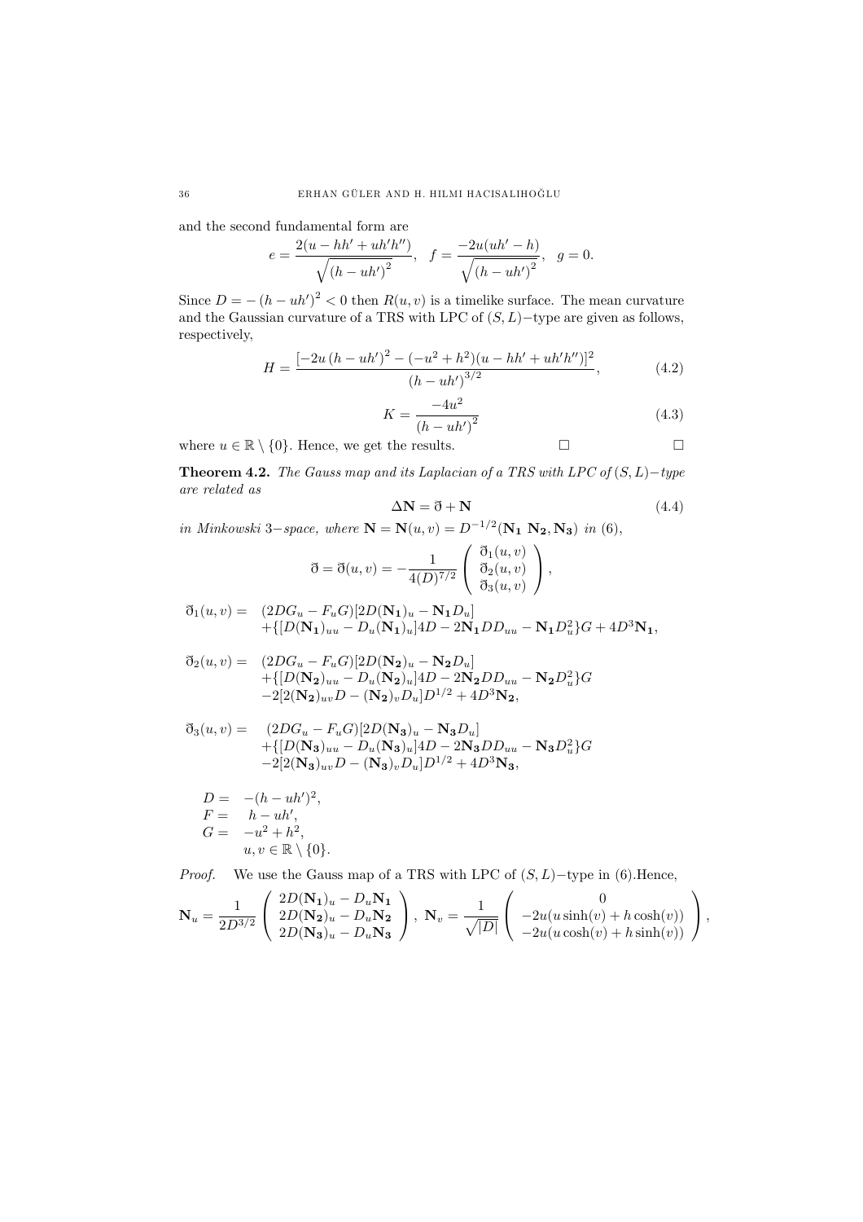and the second fundamental form are

$$e = \frac{2(u - hh' + uh'h'')}{\sqrt{(h - uh')^2}}, \quad f = \frac{-2u(uh' - h)}{\sqrt{(h - uh')^2}}, \quad g = 0.$$

Since $D = -(h - uh')^2 < 0$ then $R(u, v)$ is a timelike surface. The mean curvature and the Gaussian curvature of a TRS with LPC of $(S, L)-$type are given as follows, respectively,

$$H = \frac{[-2u\,(h - uh')^2 - (-u^2 + h^2)(u - hh' + uh'h'')]^2}{(h - uh')^{3/2}}, \tag{4.2}$$

$$K = \frac{-4u^2}{(h - uh')^2} \tag{4.3}$$

where $u \in \mathbb{R} \setminus \{0\}$. Hence, we get the results. □ □

**Theorem 4.2.** *The Gauss map and its Laplacian of a TRS with LPC of $(S, L)-$type are related as*

$$\Delta \mathbf{N} = \eth + \mathbf{N} \tag{4.4}$$

*in Minkowski 3−space, where $\mathbf{N} = \mathbf{N}(u, v) = D^{-1/2}(\mathbf{N_1}\ \mathbf{N_2}, \mathbf{N_3})$ in (6),*

$$\eth = \eth(u, v) = -\frac{1}{4(D)^{7/2}} \begin{pmatrix} \eth_1(u, v) \\ \eth_2(u, v) \\ \eth_3(u, v) \end{pmatrix},$$

$$\begin{aligned} \eth_1(u, v) = \;& (2DG_u - F_u G)[2D(\mathbf{N_1})_u - \mathbf{N_1} D_u] \\ & + \{[D(\mathbf{N_1})_{uu} - D_u(\mathbf{N_1})_u]4D - 2\mathbf{N_1} D D_{uu} - \mathbf{N_1} D_u^2\}G + 4D^3 \mathbf{N_1}, \end{aligned}$$

$$\begin{aligned} \eth_2(u, v) = \;& (2DG_u - F_u G)[2D(\mathbf{N_2})_u - \mathbf{N_2} D_u] \\ & + \{[D(\mathbf{N_2})_{uu} - D_u(\mathbf{N_2})_u]4D - 2\mathbf{N_2} D D_{uu} - \mathbf{N_2} D_u^2\}G \\ & -2[2(\mathbf{N_2})_{uv} D - (\mathbf{N_2})_v D_u]D^{1/2} + 4D^3 \mathbf{N_2}, \end{aligned}$$

$$\begin{aligned} \eth_3(u, v) = \;& (2DG_u - F_u G)[2D(\mathbf{N_3})_u - \mathbf{N_3} D_u] \\ & + \{[D(\mathbf{N_3})_{uu} - D_u(\mathbf{N_3})_u]4D - 2\mathbf{N_3} D D_{uu} - \mathbf{N_3} D_u^2\}G \\ & -2[2(\mathbf{N_3})_{uv} D - (\mathbf{N_3})_v D_u]D^{1/2} + 4D^3 \mathbf{N_3}, \end{aligned}$$

$$\begin{aligned} D &= -(h - uh')^2, \\ F &= h - uh', \\ G &= -u^2 + h^2, \\ & u, v \in \mathbb{R} \setminus \{0\}. \end{aligned}$$

*Proof.* We use the Gauss map of a TRS with LPC of $(S, L)-$type in (6).Hence,

$$\mathbf{N}_u = \frac{1}{2D^{3/2}} \begin{pmatrix} 2D(\mathbf{N_1})_u - D_u \mathbf{N_1} \\ 2D(\mathbf{N_2})_u - D_u \mathbf{N_2} \\ 2D(\mathbf{N_3})_u - D_u \mathbf{N_3} \end{pmatrix}, \; \mathbf{N}_v = \frac{1}{\sqrt{|D|}} \begin{pmatrix} 0 \\ -2u(u \sinh(v) + h \cosh(v)) \\ -2u(u \cosh(v) + h \sinh(v)) \end{pmatrix},$$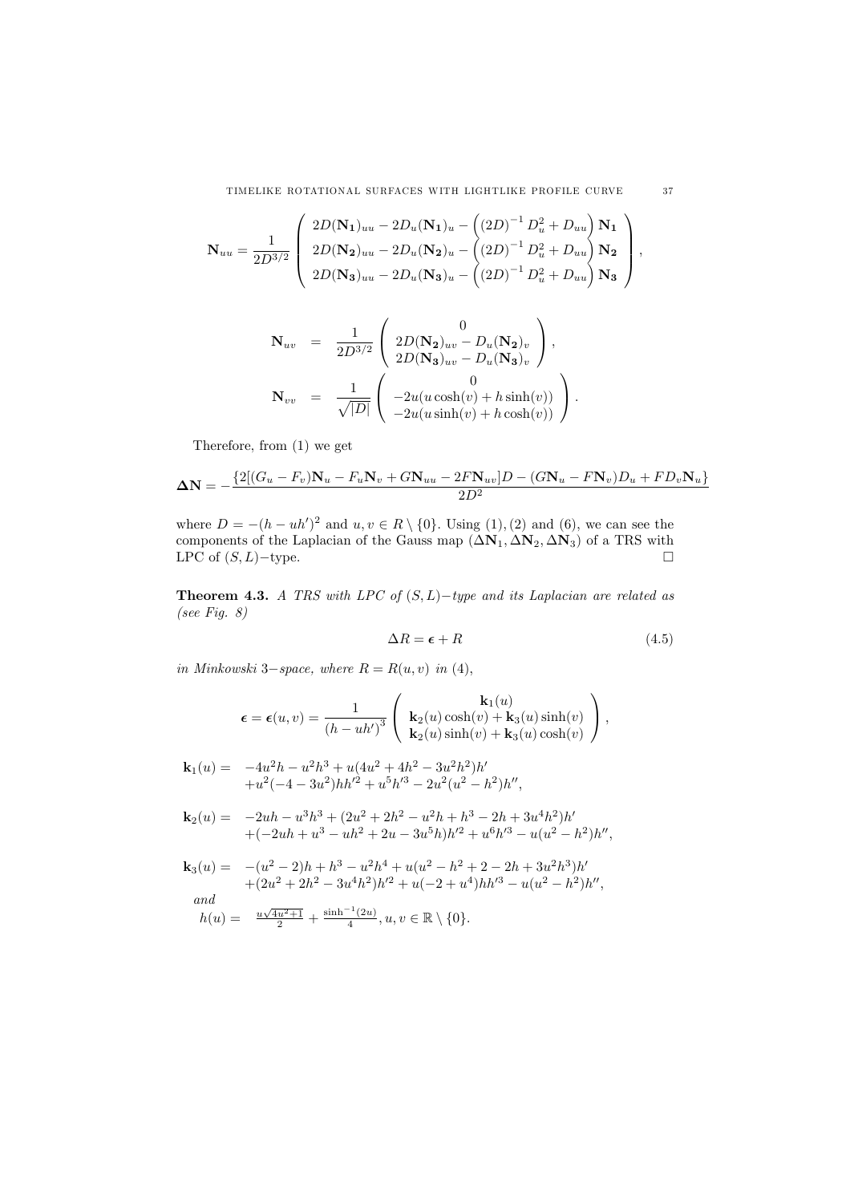$$\mathbf{N}_{uu} = \frac{1}{2D^{3/2}} \left( \begin{array}{c} 2D(\mathbf{N_1})_{uu} - 2D_u(\mathbf{N_1})_u - \left( (2D)^{-1} D_u^2 + D_{uu} \right) \mathbf{N_1} \\ 2D(\mathbf{N_2})_{uu} - 2D_u(\mathbf{N_2})_u - \left( (2D)^{-1} D_u^2 + D_{uu} \right) \mathbf{N_2} \\ 2D(\mathbf{N_3})_{uu} - 2D_u(\mathbf{N_3})_u - \left( (2D)^{-1} D_u^2 + D_{uu} \right) \mathbf{N_3} \end{array} \right),$$

$$\begin{aligned} \mathbf{N}_{uv} &= \frac{1}{2D^{3/2}} \left( \begin{array}{c} 0 \\ 2D(\mathbf{N_2})_{uv} - D_u(\mathbf{N_2})_v \\ 2D(\mathbf{N_3})_{uv} - D_u(\mathbf{N_3})_v \end{array} \right), \\ \mathbf{N}_{vv} &= \frac{1}{\sqrt{|D|}} \left( \begin{array}{c} 0 \\ -2u(u\cosh(v) + h\sinh(v)) \\ -2u(u\sinh(v) + h\cosh(v)) \end{array} \right). \end{aligned}$$

Therefore, from (1) we get

$$\mathbf{\Delta N} = -\frac{\{2[(G_u - F_v)\mathbf{N}_u - F_u\mathbf{N}_v + G\mathbf{N}_{uu} - 2F\mathbf{N}_{uv}]D - (G\mathbf{N}_u - F\mathbf{N}_v)D_u + FD_v\mathbf{N}_u\}}{2D^2}$$

where $D = -(h - uh')^2$ and $u, v \in R \setminus \{0\}$. Using (1), (2) and (6), we can see the components of the Laplacian of the Gauss map $(\Delta\mathbf{N}_1, \Delta\mathbf{N}_2, \Delta\mathbf{N}_3)$ of a TRS with LPC of $(S, L)-$type. $\square$

**Theorem 4.3.** *A TRS with LPC of $(S, L)-$type and its Laplacian are related as (see Fig. 8)*

$$\Delta R = \boldsymbol{\epsilon} + R \tag{4.5}$$

*in Minkowski 3−space, where $R = R(u, v)$ in (4),*

$$\boldsymbol{\epsilon} = \boldsymbol{\epsilon}(u, v) = \frac{1}{(h - uh')^3} \left( \begin{array}{c} \mathbf{k}_1(u) \\ \mathbf{k}_2(u)\cosh(v) + \mathbf{k}_3(u)\sinh(v) \\ \mathbf{k}_2(u)\sinh(v) + \mathbf{k}_3(u)\cosh(v) \end{array} \right),$$

$$\begin{aligned} \mathbf{k}_1(u) = \; & -4u^2h - u^2h^3 + u(4u^2 + 4h^2 - 3u^2h^2)h' \\ & + u^2(-4 - 3u^2)hh'^2 + u^5h'^3 - 2u^2(u^2 - h^2)h'', \end{aligned}$$

$$\begin{aligned} \mathbf{k}_2(u) = \; & -2uh - u^3h^3 + (2u^2 + 2h^2 - u^2h + h^3 - 2h + 3u^4h^2)h' \\ & + (-2uh + u^3 - uh^2 + 2u - 3u^5h)h'^2 + u^6h'^3 - u(u^2 - h^2)h'', \end{aligned}$$

$$\begin{aligned} \mathbf{k}_3(u) = \; & -(u^2 - 2)h + h^3 - u^2h^4 + u(u^2 - h^2 + 2 - 2h + 3u^2h^3)h' \\ & + (2u^2 + 2h^2 - 3u^4h^2)h'^2 + u(-2 + u^4)hh'^3 - u(u^2 - h^2)h'', \end{aligned}$$

*and*

$$h(u) = \frac{u\sqrt{4u^2+1}}{2} + \frac{\sinh^{-1}(2u)}{4}, u, v \in \mathbb{R} \setminus \{0\}.$$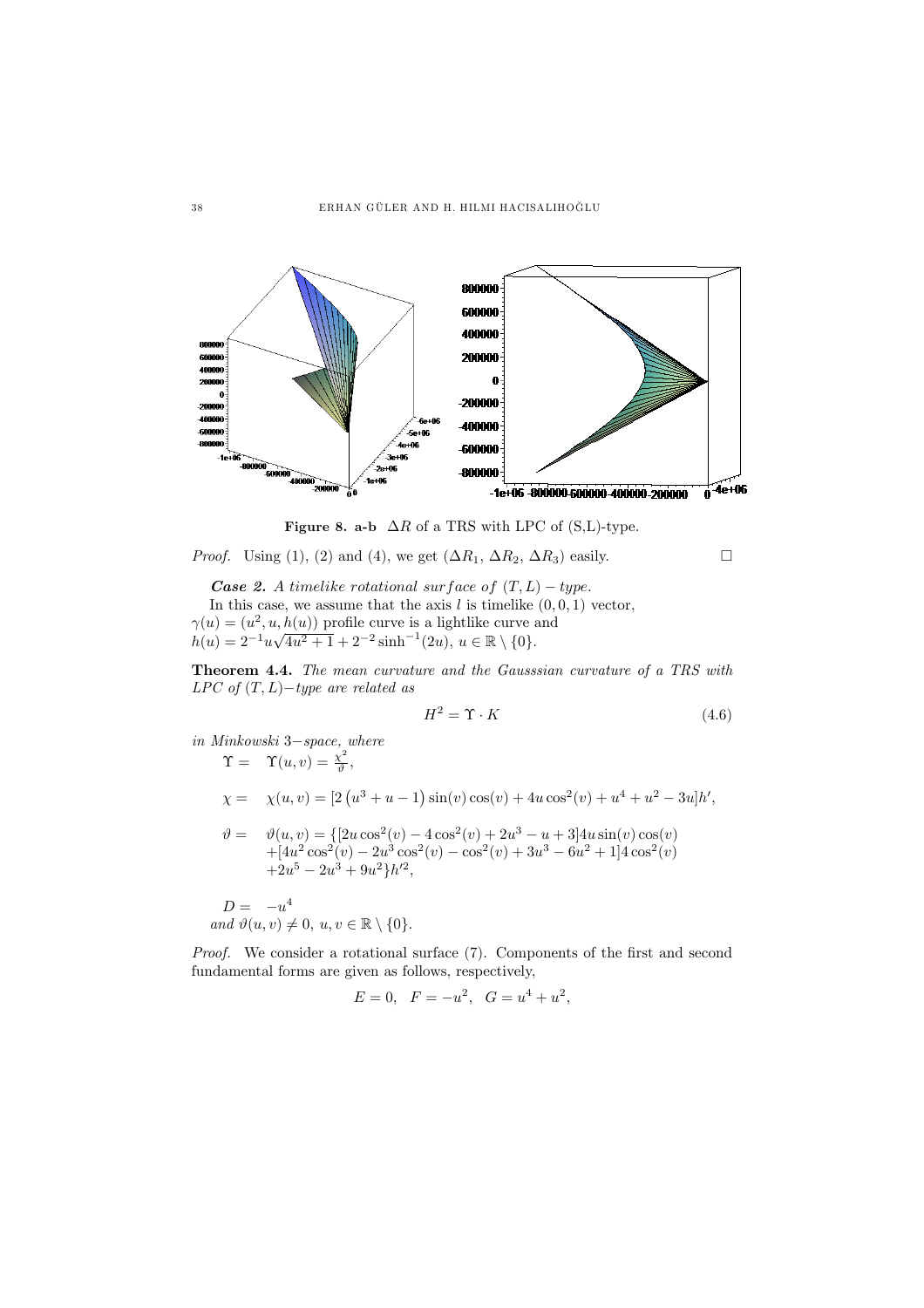**Figure 8. a-b** $\Delta R$ of a TRS with LPC of (S,L)-type.

*Proof.* Using (1), (2) and (4), we get ($\Delta R_1$, $\Delta R_2$, $\Delta R_3$) easily. $\square$

***Case 2.*** *A timelike rotational surface of* $(T,L)-type$.

In this case, we assume that the axis $l$ is timelike $(0,0,1)$ vector, $\gamma(u) = (u^2, u, h(u))$ profile curve is a lightlike curve and $h(u) = 2^{-1}u\sqrt{4u^2+1} + 2^{-2}\sinh^{-1}(2u)$, $u \in \mathbb{R}\setminus\{0\}$.

**Theorem 4.4.** *The mean curvature and the Gausssian curvature of a TRS with LPC of* $(T,L)-type$ *are related as*

$$H^2 = \Upsilon \cdot K \tag{4.6}$$

*in Minkowski* 3$-$*space, where*

$$\Upsilon = \quad \Upsilon(u,v) = \frac{\chi^2}{\vartheta},$$

$$\chi = \quad \chi(u,v) = [2\left(u^3+u-1\right)\sin(v)\cos(v) + 4u\cos^2(v) + u^4 + u^2 - 3u]h',$$

$$\begin{aligned}\vartheta = \quad & \vartheta(u,v) = \{[2u\cos^2(v) - 4\cos^2(v) + 2u^3 - u + 3]4u\sin(v)\cos(v) \\ & +[4u^2\cos^2(v) - 2u^3\cos^2(v) - \cos^2(v) + 3u^3 - 6u^2 + 1]4\cos^2(v) \\ & +2u^5 - 2u^3 + 9u^2\}h'^2,\end{aligned}$$

$$D = \quad -u^4$$

*and* $\vartheta(u,v) \neq 0$, $u, v \in \mathbb{R}\setminus\{0\}$.

*Proof.* We consider a rotational surface (7). Components of the first and second fundamental forms are given as follows, respectively,

$$E = 0, \quad F = -u^2, \quad G = u^4 + u^2,$$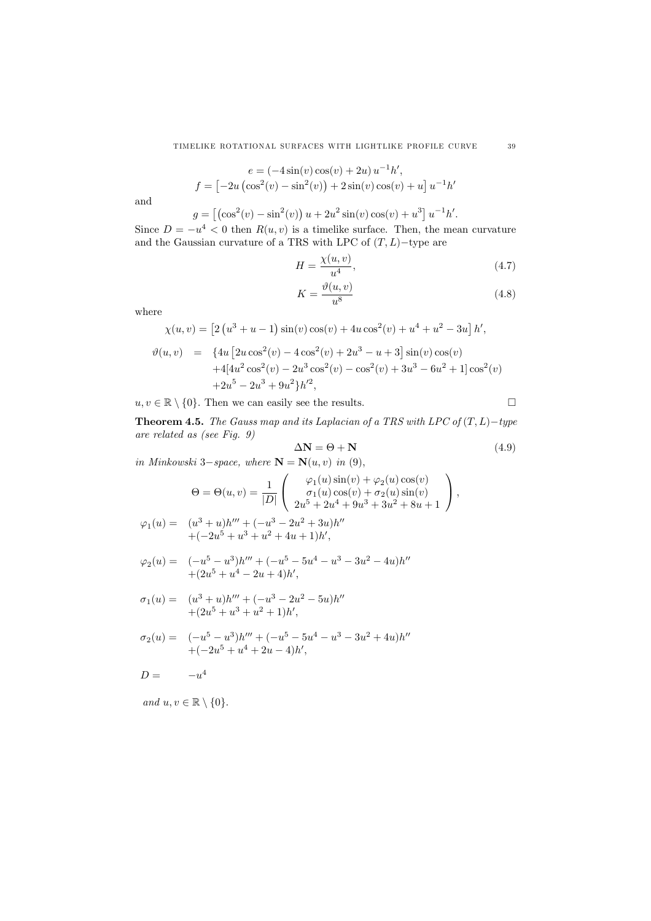$$e = \left(-4\sin(v)\cos(v) + 2u\right)u^{-1}h',$$
$$f = \left[-2u\left(\cos^2(v) - \sin^2(v)\right) + 2\sin(v)\cos(v) + u\right]u^{-1}h'$$

and

$$g = \left[\left(\cos^2(v) - \sin^2(v)\right)u + 2u^2\sin(v)\cos(v) + u^3\right]u^{-1}h'.$$

Since $D = -u^4 < 0$ then $R(u,v)$ is a timelike surface. Then, the mean curvature and the Gaussian curvature of a TRS with LPC of $(T,L)-$type are

$$H = \frac{\chi(u,v)}{u^4}, \tag{4.7}$$

$$K = \frac{\vartheta(u,v)}{u^8} \tag{4.8}$$

where

$$\chi(u,v) = \left[2\left(u^3 + u - 1\right)\sin(v)\cos(v) + 4u\cos^2(v) + u^4 + u^2 - 3u\right]h',$$

$$\begin{aligned}
\vartheta(u,v) \;=\; & \{4u\left[2u\cos^2(v) - 4\cos^2(v) + 2u^3 - u + 3\right]\sin(v)\cos(v) \\
& + 4[4u^2\cos^2(v) - 2u^3\cos^2(v) - \cos^2(v) + 3u^3 - 6u^2 + 1]\cos^2(v) \\
& + 2u^5 - 2u^3 + 9u^2\}h'^2,
\end{aligned}$$

$u, v \in \mathbb{R} \setminus \{0\}$. Then we can easily see the results. $\square$

**Theorem 4.5.** *The Gauss map and its Laplacian of a TRS with LPC of $(T,L)-$type are related as (see Fig. 9)*

$$\Delta\mathbf{N} = \Theta + \mathbf{N} \tag{4.9}$$

*in Minkowski 3−space, where $\mathbf{N} = \mathbf{N}(u,v)$ in (9),*

$$\Theta = \Theta(u,v) = \frac{1}{|D|}\begin{pmatrix} \varphi_1(u)\sin(v) + \varphi_2(u)\cos(v) \\ \sigma_1(u)\cos(v) + \sigma_2(u)\sin(v) \\ 2u^5 + 2u^4 + 9u^3 + 3u^2 + 8u + 1 \end{pmatrix},$$

$$\begin{aligned}
\varphi_1(u) = \;& (u^3 + u)h''' + (-u^3 - 2u^2 + 3u)h'' \\
& + (-2u^5 + u^3 + u^2 + 4u + 1)h',
\end{aligned}$$

$$\begin{aligned}
\varphi_2(u) = \;& (-u^5 - u^3)h''' + (-u^5 - 5u^4 - u^3 - 3u^2 - 4u)h'' \\
& + (2u^5 + u^4 - 2u + 4)h',
\end{aligned}$$

$$\begin{aligned}
\sigma_1(u) = \;& (u^3 + u)h''' + (-u^3 - 2u^2 - 5u)h'' \\
& + (2u^5 + u^3 + u^2 + 1)h',
\end{aligned}$$

$$\begin{aligned}
\sigma_2(u) = \;& (-u^5 - u^3)h''' + (-u^5 - 5u^4 - u^3 - 3u^2 + 4u)h'' \\
& + (-2u^5 + u^4 + 2u - 4)h',
\end{aligned}$$

$$D = \quad -u^4$$

*and $u, v \in \mathbb{R} \setminus \{0\}$.*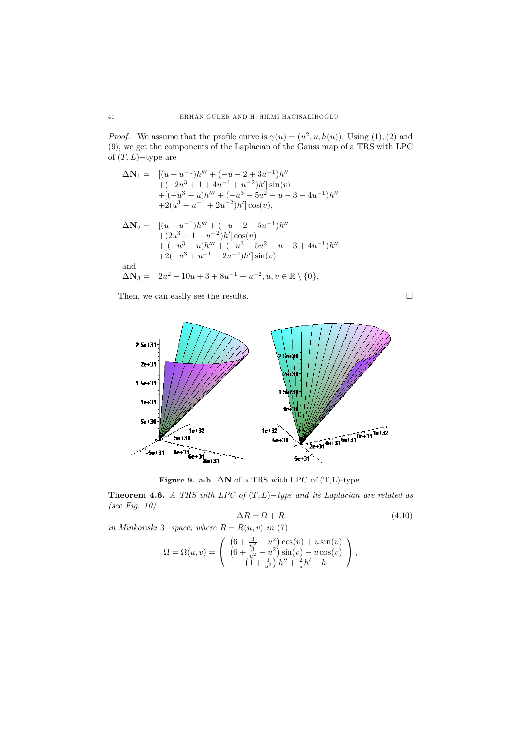*Proof.* We assume that the profile curve is $\gamma(u) = (u^2, u, h(u))$. Using (1), (2) and (9), we get the components of the Laplacian of the Gauss map of a TRS with LPC of $(T, L)-$type are

$$
\begin{aligned}
\Delta \mathbf{N}_1 = \; & [(u+u^{-1})h''' + (-u-2+3u^{-1})h'' \\
& +(-2u^3+1+4u^{-1}+u^{-2})h'] \sin(v) \\
& +[(-u^3-u)h''' + (-u^3-5u^2-u-3-4u^{-1})h'' \\
& +2(u^3-u^{-1}+2u^{-2})h'] \cos(v),
\end{aligned}
$$

$$
\begin{aligned}
\Delta \mathbf{N}_2 = \; & [(u+u^{-1})h''' + (-u-2-5u^{-1})h'' \\
& +(2u^3+1+u^{-2})h'] \cos(v) \\
& +[(-u^3-u)h''' + (-u^3-5u^2-u-3+4u^{-1})h'' \\
& +2(-u^3+u^{-1}-2u^{-2})h'] \sin(v)
\end{aligned}
$$

and

$$
\Delta \mathbf{N}_3 = \; 2u^2+10u+3+8u^{-1}+u^{-2}, u, v \in \mathbb{R} \setminus \{0\}.
$$

Then, we can easily see the results. $\square$

**Figure 9. a-b** $\Delta \mathbf{N}$ of a TRS with LPC of (T,L)-type.

**Theorem 4.6.** *A TRS with LPC of $(T, L)-$type and its Laplacian are related as (see Fig. 10)*

$$
\Delta R = \Omega + R \tag{4.10}
$$

*in Minkowski 3−space, where $R = R(u, v)$ in (7),*

$$
\Omega = \Omega(u, v) = \begin{pmatrix} \left(6+\frac{3}{u^2}-u^2\right)\cos(v)+u\sin(v) \\ \left(6+\frac{3}{u^2}-u^2\right)\sin(v)-u\cos(v) \\ \left(1+\frac{1}{u^2}\right)h''+\frac{2}{u}h'-h \end{pmatrix},
$$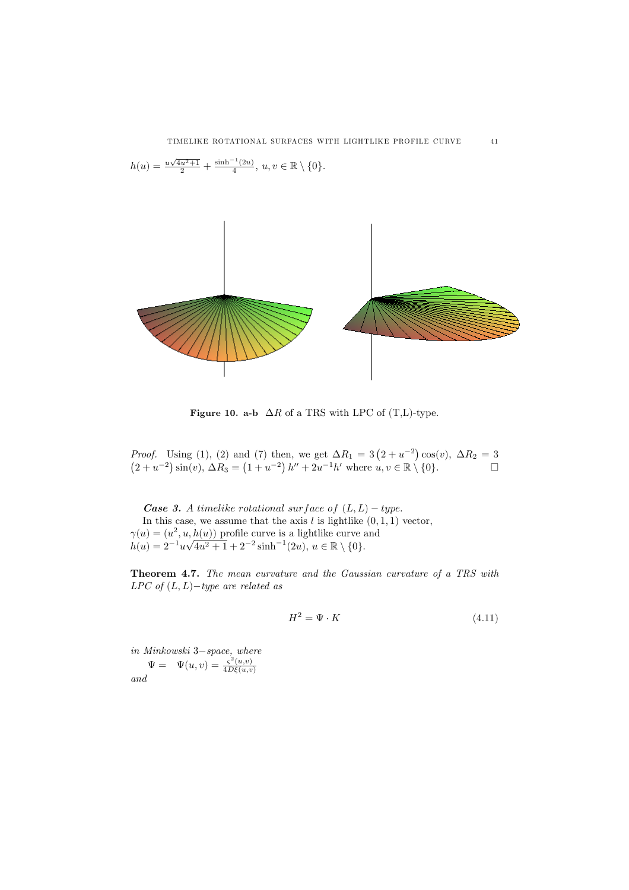$h(u) = \frac{u\sqrt{4u^2+1}}{2} + \frac{\sinh^{-1}(2u)}{4}$, $u, v \in \mathbb{R} \setminus \{0\}$.

**Figure 10. a-b** $\Delta R$ of a TRS with LPC of (T,L)-type.

*Proof.* Using (1), (2) and (7) then, we get $\Delta R_1 = 3\left(2 + u^{-2}\right)\cos(v)$, $\Delta R_2 = 3\left(2 + u^{-2}\right)\sin(v)$, $\Delta R_3 = \left(1 + u^{-2}\right)h'' + 2u^{-1}h'$ where $u, v \in \mathbb{R} \setminus \{0\}$. $\square$

***Case 3.*** *A timelike rotational surface of* $(L, L) - type$.

In this case, we assume that the axis $l$ is lightlike $(0, 1, 1)$ vector, $\gamma(u) = (u^2, u, h(u))$ profile curve is a lightlike curve and $h(u) = 2^{-1}u\sqrt{4u^2+1} + 2^{-2}\sinh^{-1}(2u)$, $u \in \mathbb{R} \setminus \{0\}$.

**Theorem 4.7.** *The mean curvature and the Gaussian curvature of a TRS with LPC of* $(L, L)-$*type are related as*

$$H^2 = \Psi \cdot K \tag{4.11}$$

*in Minkowski* $3-$*space, where*

$\Psi = \quad \Psi(u, v) = \frac{\varsigma^2(u,v)}{4D\xi(u,v)}$

*and*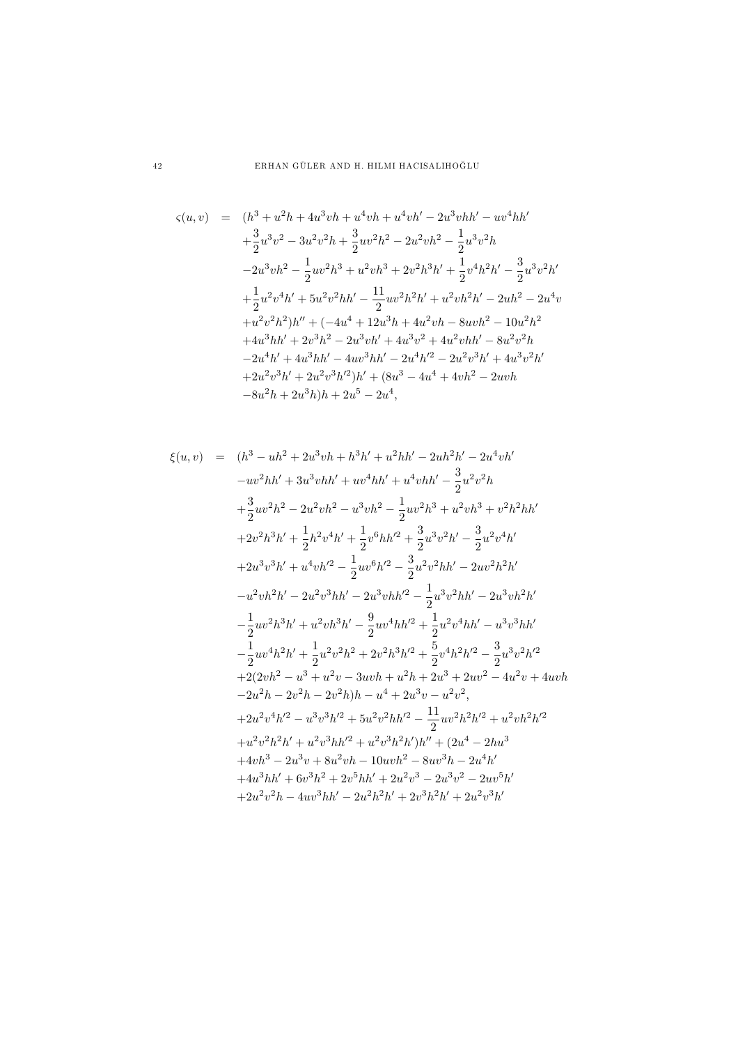$$
\begin{aligned}
\varsigma(u,v) \;=\;& (h^3+u^2h+4u^3vh+u^4vh+u^4vh'-2u^3vhh'-uv^4hh' \\
&+\frac{3}{2}u^3v^2-3u^2v^2h+\frac{3}{2}uv^2h^2-2u^2vh^2-\frac{1}{2}u^3v^2h \\
&-2u^3vh^2-\frac{1}{2}uv^2h^3+u^2vh^3+2v^2h^3h'+\frac{1}{2}v^4h^2h'-\frac{3}{2}u^3v^2h' \\
&+\frac{1}{2}u^2v^4h'+5u^2v^2hh'-\frac{11}{2}uv^2h^2h'+u^2vh^2h'-2uh^2-2u^4v \\
&+u^2v^2h^2)h''+(-4u^4+12u^3h+4u^2vh-8uvh^2-10u^2h^2 \\
&+4u^3hh'+2v^3h^2-2u^3vh'+4u^3v^2+4u^2vhh'-8u^2v^2h \\
&-2u^4h'+4u^3hh'-4uv^3hh'-2u^4h'^2-2u^2v^3h'+4u^3v^2h' \\
&+2u^2v^3h'+2u^2v^3h'^2)h'+(8u^3-4u^4+4vh^2-2uvh \\
&-8u^2h+2u^3h)h+2u^5-2u^4,
\end{aligned}
$$

$$
\begin{aligned}
\xi(u,v) \;=\;& (h^3-uh^2+2u^3vh+h^3h'+u^2hh'-2uh^2h'-2u^4vh' \\
&-uv^2hh'+3u^3vhh'+uv^4hh'+u^4vhh'-\frac{3}{2}u^2v^2h \\
&+\frac{3}{2}uv^2h^2-2u^2vh^2-u^3vh^2-\frac{1}{2}uv^2h^3+u^2vh^3+v^2h^2hh' \\
&+2v^2h^3h'+\frac{1}{2}h^2v^4h'+\frac{1}{2}v^6hh'^2+\frac{3}{2}u^3v^2h'-\frac{3}{2}u^2v^4h' \\
&+2u^3v^3h'+u^4vh'^2-\frac{1}{2}uv^6h'^2-\frac{3}{2}u^2v^2hh'-2uv^2h^2h' \\
&-u^2vh^2h'-2u^2v^3hh'-2u^3vhh'^2-\frac{1}{2}u^3v^2hh'-2u^3vh^2h' \\
&-\frac{1}{2}uv^2h^3h'+u^2vh^3h'-\frac{9}{2}uv^4hh'^2+\frac{1}{2}u^2v^4hh'-u^3v^3hh' \\
&-\frac{1}{2}uv^4h^2h'+\frac{1}{2}u^2v^2h^2+2v^2h^3h'^2+\frac{5}{2}v^4h^2h'^2-\frac{3}{2}u^3v^2h'^2 \\
&+2(2vh^2-u^3+u^2v-3uvh+u^2h+2u^3+2uv^2-4u^2v+4uvh \\
&-2u^2h-2v^2h-2v^2h)h-u^4+2u^3v-u^2v^2, \\
&+2u^2v^4h'^2-u^3v^3h'^2+5u^2v^2hh'^2-\frac{11}{2}uv^2h^2h'^2+u^2vh^2h'^2 \\
&+u^2v^2h^2h'+u^2v^3hh'^2+u^2v^3h^2h')h''+(2u^4-2hu^3 \\
&+4vh^3-2u^3v+8u^2vh-10uvh^2-8uv^3h-2u^4h' \\
&+4u^3hh'+6v^3h^2+2v^5hh'+2u^2v^3-2u^3v^2-2uv^5h' \\
&+2u^2v^2h-4uv^3hh'-2u^2h^2h'+2v^3h^2h'+2u^2v^3h'
\end{aligned}
$$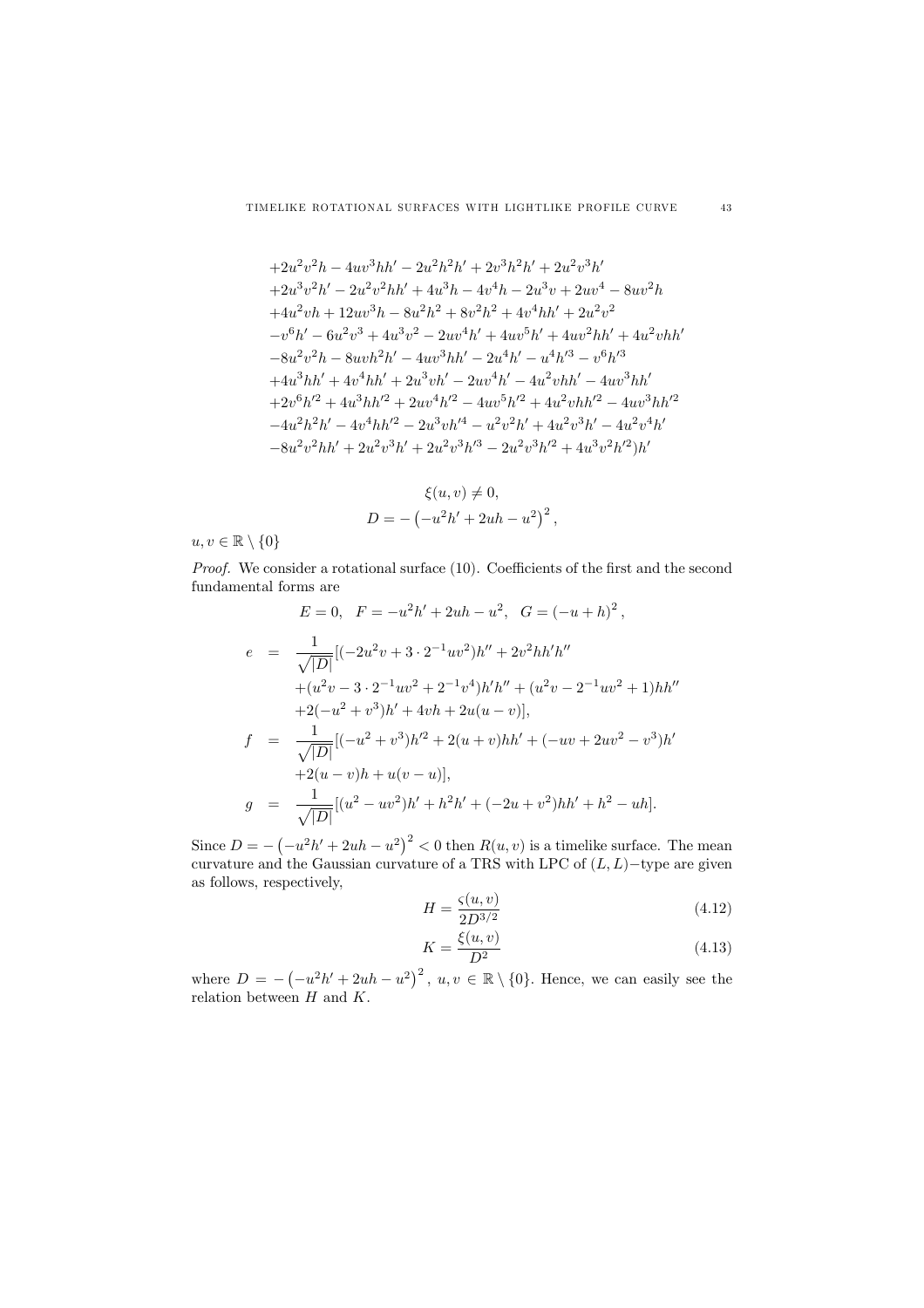$$
\begin{aligned}
&+2u^2v^2h-4uv^3hh'-2u^2h^2h'+2v^3h^2h'+2u^2v^3h'\\
&+2u^3v^2h'-2u^2v^2hh'+4u^3h-4v^4h-2u^3v+2uv^4-8uv^2h\\
&+4u^2vh+12uv^3h-8u^2h^2+8v^2h^2+4v^4hh'+2u^2v^2\\
&-v^6h'-6u^2v^3+4u^3v^2-2uv^4h'+4uv^5h'+4uv^2hh'+4u^2vhh'\\
&-8u^2v^2h-8uvh^2h'-4uv^3hh'-2u^4h'-u^4h'^3-v^6h'^3\\
&+4u^3hh'+4v^4hh'+2u^3vh'-2uv^4h'-4u^2vhh'-4uv^3hh'\\
&+2v^6h'^2+4u^3hh'^2+2uv^4h'^2-4uv^5h'^2+4u^2vhh'^2-4uv^3hh'^2\\
&-4u^2h^2h'-4v^4hh'^2-2u^3vh'^4-u^2v^2h'+4u^2v^3h'-4u^2v^4h'\\
&-8u^2v^2hh'+2u^2v^3h'+2u^2v^3h'^3-2u^2v^3h'^2+4u^3v^2h'^2)h'
\end{aligned}
$$

$$
\xi(u,v)\neq 0,
$$

$$
D=-\left(-u^2h'+2uh-u^2\right)^2,
$$

$u,v\in\mathbb{R}\setminus\{0\}$

*Proof.* We consider a rotational surface (10). Coefficients of the first and the second fundamental forms are

$$
E=0,\quad F=-u^2h'+2uh-u^2,\quad G=\left(-u+h\right)^2,
$$

$$
\begin{aligned}
e &= \frac{1}{\sqrt{|D|}}[(-2u^2v+3\cdot 2^{-1}uv^2)h''+2v^2hh'h''\\
&\quad+(u^2v-3\cdot 2^{-1}uv^2+2^{-1}v^4)h'h''+(u^2v-2^{-1}uv^2+1)hh''\\
&\quad+2(-u^2+v^3)h'+4vh+2u(u-v)],\\
f &= \frac{1}{\sqrt{|D|}}[(-u^2+v^3)h'^2+2(u+v)hh'+(-uv+2uv^2-v^3)h'\\
&\quad+2(u-v)h+u(v-u)],\\
g &= \frac{1}{\sqrt{|D|}}[(u^2-uv^2)h'+h^2h'+(-2u+v^2)hh'+h^2-uh].
\end{aligned}
$$

Since $D=-\left(-u^2h'+2uh-u^2\right)^2<0$ then $R(u,v)$ is a timelike surface. The mean curvature and the Gaussian curvature of a TRS with LPC of $(L,L)-$type are given as follows, respectively,

$$
H=\frac{\varsigma(u,v)}{2D^{3/2}} \tag{4.12}
$$

$$
K=\frac{\xi(u,v)}{D^2} \tag{4.13}
$$

where $D=-\left(-u^2h'+2uh-u^2\right)^2,\ u,v\in\mathbb{R}\setminus\{0\}$. Hence, we can easily see the relation between $H$ and $K$.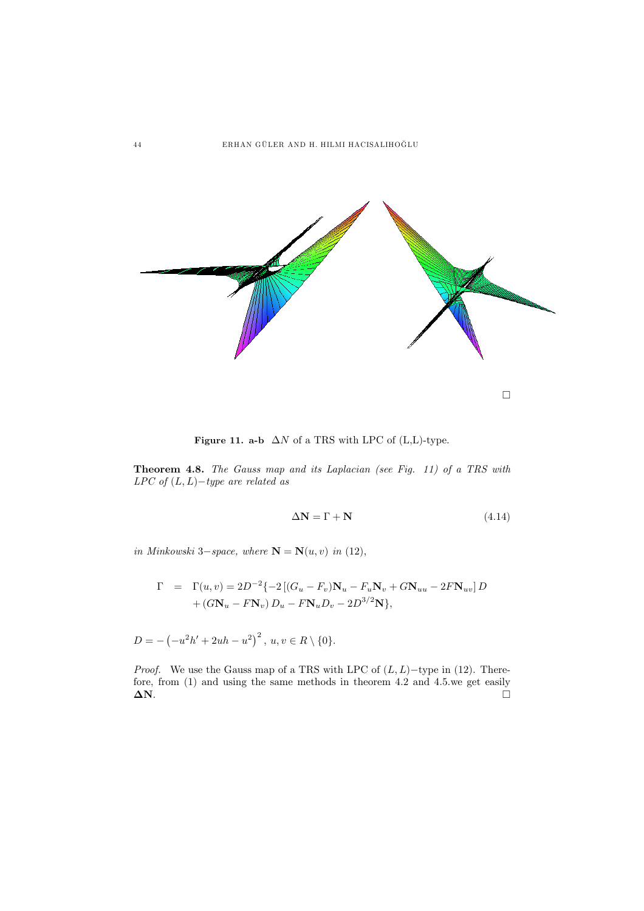□

**Figure 11. a-b** $\Delta N$ of a TRS with LPC of (L,L)-type.

**Theorem 4.8.** *The Gauss map and its Laplacian (see Fig. 11) of a TRS with LPC of $(L,L)-$type are related as*

$$\mathbf{\Delta N} = \Gamma + \mathbf{N} \tag{4.14}$$

*in Minkowski 3−space, where $\mathbf{N} = \mathbf{N}(u,v)$ in (12),*

$$\begin{aligned}\Gamma &= \Gamma(u,v) = 2D^{-2}\{-2\left[(G_u - F_v)\mathbf{N}_u - F_u\mathbf{N}_v + G\mathbf{N}_{uu} - 2F\mathbf{N}_{uv}\right]D \\ &\quad + \left(G\mathbf{N}_u - F\mathbf{N}_v\right)D_u - F\mathbf{N}_u D_v - 2D^{3/2}\mathbf{N}\},\end{aligned}$$

$D = -\left(-u^2h' + 2uh - u^2\right)^2,\ u,v \in R \setminus \{0\}.$

*Proof.* We use the Gauss map of a TRS with LPC of $(L,L)-$type in (12). Therefore, from (1) and using the same methods in theorem 4.2 and 4.5.we get easily $\mathbf{\Delta N}$. □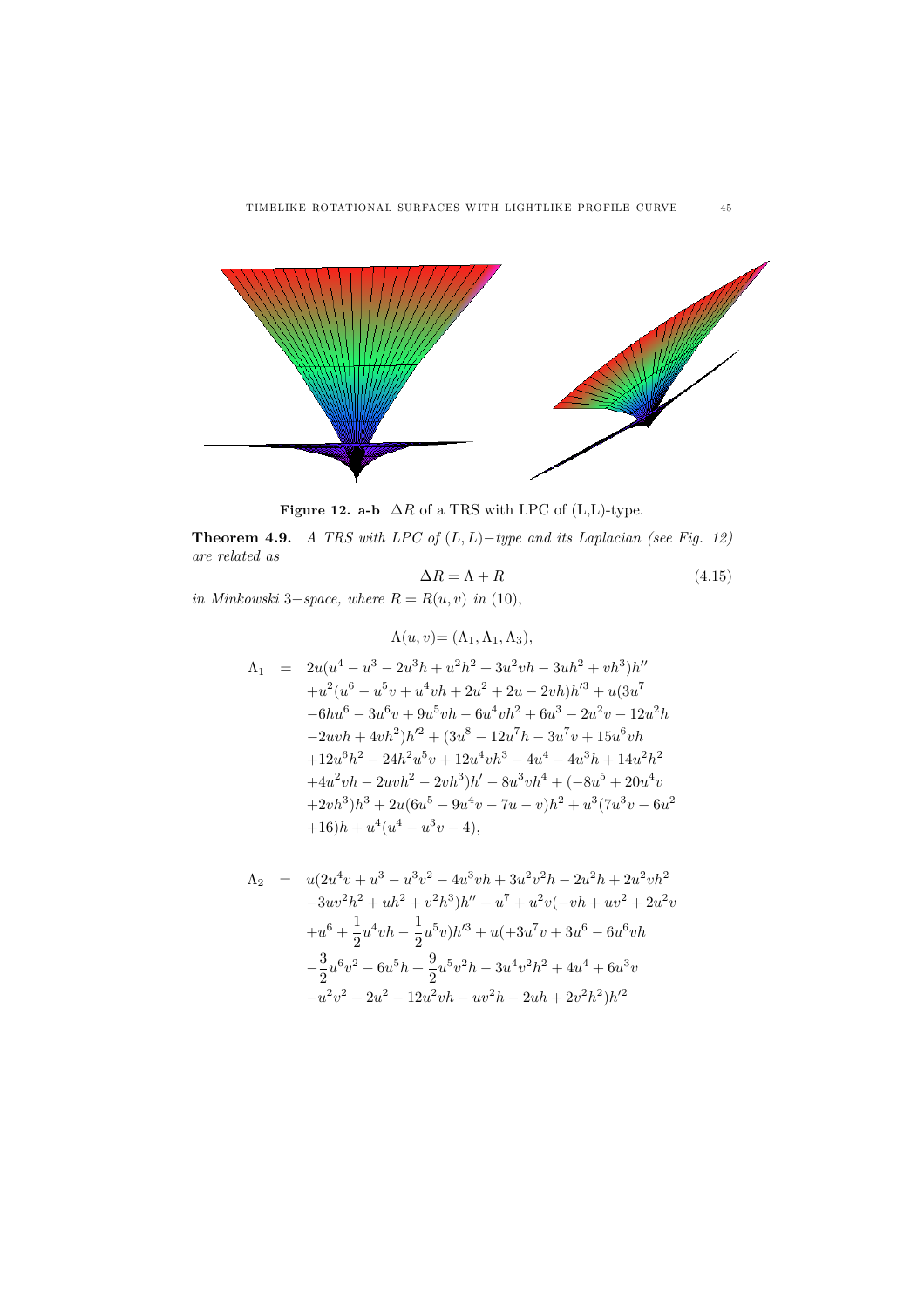**Figure 12. a-b** $\Delta R$ of a TRS with LPC of (L,L)-type.

**Theorem 4.9.** *A TRS with LPC of $(L, L)-$type and its Laplacian (see Fig. 12) are related as*

$$\Delta R = \Lambda + R \tag{4.15}$$

*in Minkowski* $3-$*space, where* $R = R(u, v)$ *in* (10),

$$\Lambda(u, v) = (\Lambda_1, \Lambda_1, \Lambda_3),$$

$$\begin{aligned}
\Lambda_1 \quad = \quad & 2u(u^4 - u^3 - 2u^3h + u^2h^2 + 3u^2vh - 3uh^2 + vh^3)h'' \\
& + u^2(u^6 - u^5v + u^4vh + 2u^2 + 2u - 2vh)h'^3 + u(3u^7 \\
& - 6hu^6 - 3u^6v + 9u^5vh - 6u^4vh^2 + 6u^3 - 2u^2v - 12u^2h \\
& - 2uvh + 4vh^2)h'^2 + (3u^8 - 12u^7h - 3u^7v + 15u^6vh \\
& + 12u^6h^2 - 24h^2u^5v + 12u^4vh^3 - 4u^4 - 4u^3h + 14u^2h^2 \\
& + 4u^2vh - 2uvh^2 - 2vh^3)h' - 8u^3vh^4 + (-8u^5 + 20u^4v \\
& + 2vh^3)h^3 + 2u(6u^5 - 9u^4v - 7u - v)h^2 + u^3(7u^3v - 6u^2 \\
& + 16)h + u^4(u^4 - u^3v - 4),
\end{aligned}$$

$$\begin{aligned}
\Lambda_2 \quad = \quad & u(2u^4v + u^3 - u^3v^2 - 4u^3vh + 3u^2v^2h - 2u^2h + 2u^2vh^2 \\
& - 3uv^2h^2 + uh^2 + v^2h^3)h'' + u^7 + u^2v(-vh + uv^2 + 2u^2v \\
& + u^6 + \frac{1}{2}u^4vh - \frac{1}{2}u^5v)h'^3 + u(+3u^7v + 3u^6 - 6u^6vh \\
& - \frac{3}{2}u^6v^2 - 6u^5h + \frac{9}{2}u^5v^2h - 3u^4v^2h^2 + 4u^4 + 6u^3v \\
& - u^2v^2 + 2u^2 - 12u^2vh - uv^2h - 2uh + 2v^2h^2)h'^2
\end{aligned}$$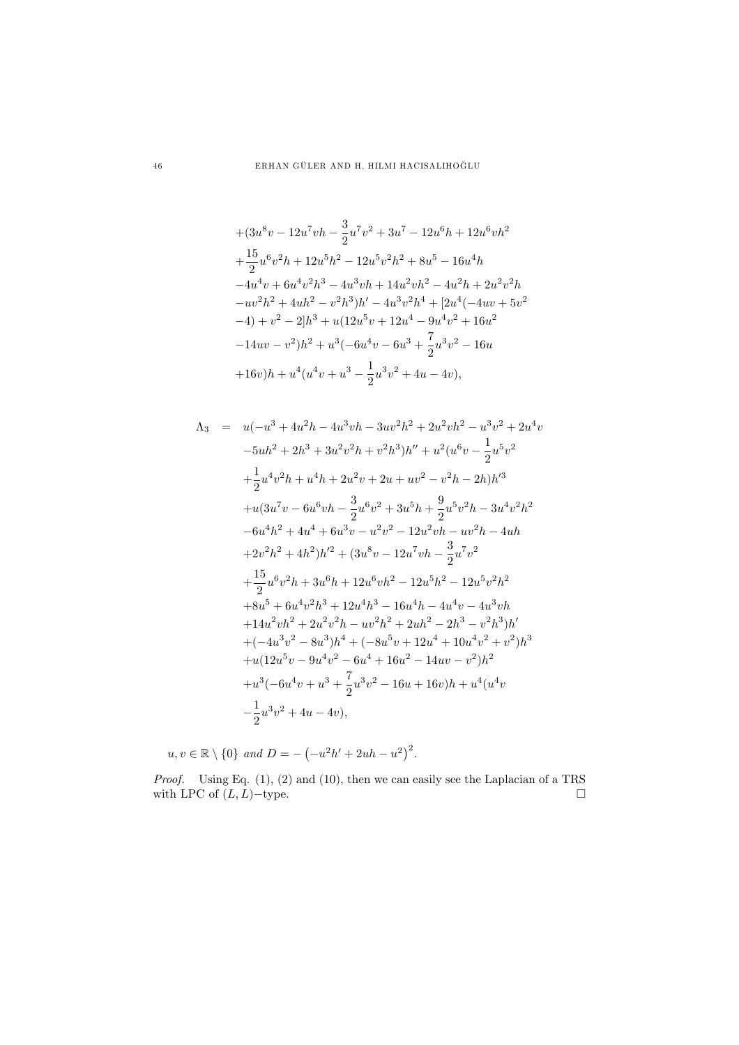$$
\begin{aligned}
&+(3u^8v-12u^7vh-\frac{3}{2}u^7v^2+3u^7-12u^6h+12u^6vh^2\\
&+\frac{15}{2}u^6v^2h+12u^5h^2-12u^5v^2h^2+8u^5-16u^4h\\
&-4u^4v+6u^4v^2h^3-4u^3vh+14u^2vh^2-4u^2h+2u^2v^2h\\
&-uv^2h^2+4uh^2-v^2h^3)h'-4u^3v^2h^4+[2u^4(-4uv+5v^2\\
&-4)+v^2-2]h^3+u(12u^5v+12u^4-9u^4v^2+16u^2\\
&-14uv-v^2)h^2+u^3(-6u^4v-6u^3+\frac{7}{2}u^3v^2-16u\\
&+16v)h+u^4(u^4v+u^3-\frac{1}{2}u^3v^2+4u-4v),
\end{aligned}
$$

$$
\begin{aligned}
\Lambda_3 \;=\;& u(-u^3+4u^2h-4u^3vh-3uv^2h^2+2u^2vh^2-u^3v^2+2u^4v\\
&-5uh^2+2h^3+3u^2v^2h+v^2h^3)h''+u^2(u^6v-\frac{1}{2}u^5v^2\\
&+\frac{1}{2}u^4v^2h+u^4h+2u^2v+2u+uv^2-v^2h-2h)h'^3\\
&+u(3u^7v-6u^6vh-\frac{3}{2}u^6v^2+3u^5h+\frac{9}{2}u^5v^2h-3u^4v^2h^2\\
&-6u^4h^2+4u^4+6u^3v-u^2v^2-12u^2vh-uv^2h-4uh\\
&+2v^2h^2+4h^2)h'^2+(3u^8v-12u^7vh-\frac{3}{2}u^7v^2\\
&+\frac{15}{2}u^6v^2h+3u^6h+12u^6vh^2-12u^5h^2-12u^5v^2h^2\\
&+8u^5+6u^4v^2h^3+12u^4h^3-16u^4h-4u^4v-4u^3vh\\
&+14u^2vh^2+2u^2v^2h-uv^2h^2+2uh^2-2h^3-v^2h^3)h'\\
&+(-4u^3v^2-8u^3)h^4+(-8u^5v+12u^4+10u^4v^2+v^2)h^3\\
&+u(12u^5v-9u^4v^2-6u^4+16u^2-14uv-v^2)h^2\\
&+u^3(-6u^4v+u^3+\frac{7}{2}u^3v^2-16u+16v)h+u^4(u^4v\\
&-\frac{1}{2}u^3v^2+4u-4v),
\end{aligned}
$$

$u,v\in\mathbb{R}\setminus\{0\}$ *and* $D=-\left(-u^2h'+2uh-u^2\right)^2$.

*Proof.* Using Eq. (1), (2) and (10), then we can easily see the Laplacian of a TRS with LPC of $(L,L)-$type. □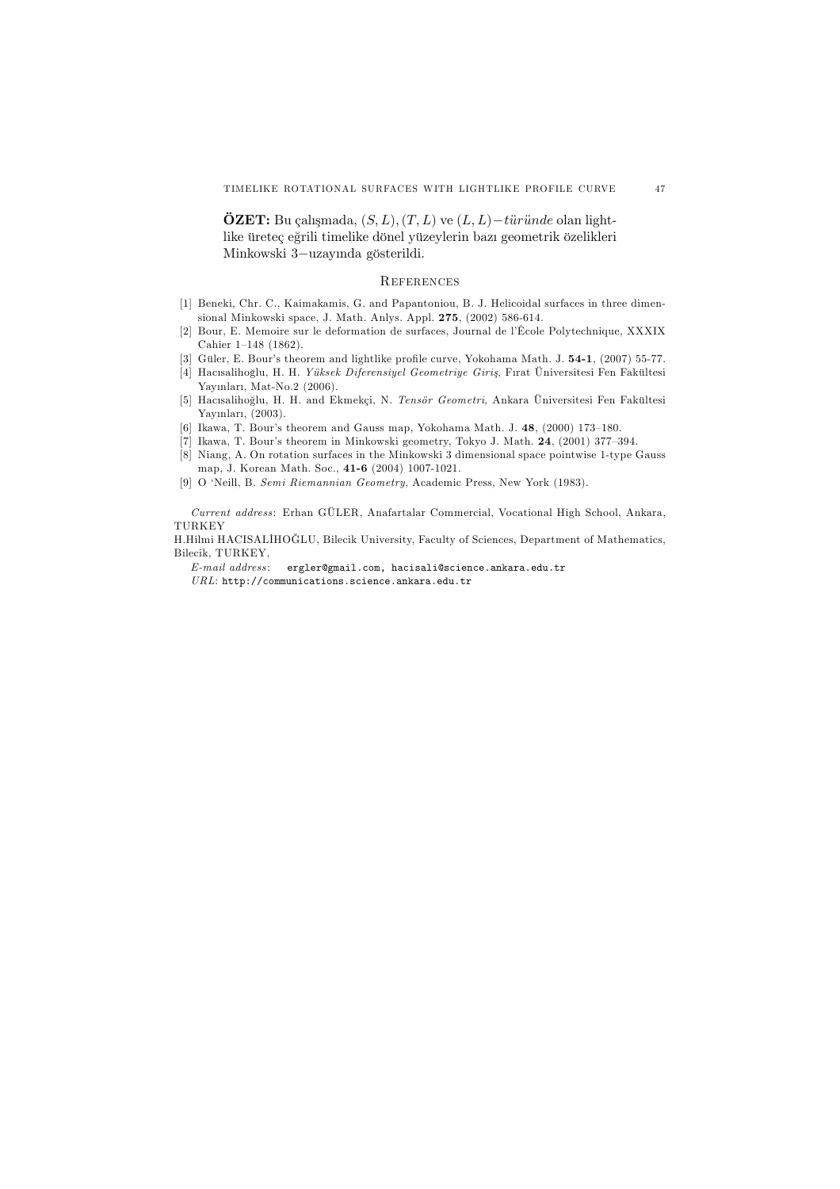**ÖZET:** Bu çalışmada, $(S,L),(T,L)$ ve $(L,L)-$*türünde* olan lightlike üreteç eğrili timelike dönel yüzeylerin bazı geometrik özelikleri Minkowski $3-$uzayında gösterildi.

## References

[1] Beneki, Chr. C., Kaimakamis, G. and Papantoniou, B. J. Helicoidal surfaces in three dimensional Minkowski space, J. Math. Anlys. Appl. **275**, (2002) 586-614.

[2] Bour, E. Memoire sur le deformation de surfaces, Journal de l'Êcole Polytechnique, XXXIX Cahier 1–148 (1862).

[3] Güler, E. Bour's theorem and lightlike profile curve, Yokohama Math. J. **54-1**, (2007) 55-77.

[4] Hacısalihoğlu, H. H. *Yüksek Diferensiyel Geometriye Giriş*, Fırat Üniversitesi Fen Fakültesi Yayınları, Mat-No.2 (2006).

[5] Hacısalihoğlu, H. H. and Ekmekçi, N. *Tensör Geometri*, Ankara Üniversitesi Fen Fakültesi Yayınları, (2003).

[6] Ikawa, T. Bour's theorem and Gauss map, Yokohama Math. J. **48**, (2000) 173–180.

[7] Ikawa, T. Bour's theorem in Minkowski geometry, Tokyo J. Math. **24**, (2001) 377–394.

[8] Niang, A. On rotation surfaces in the Minkowski 3 dimensional space pointwise 1-type Gauss map, J. Korean Math. Soc., **41-6** (2004) 1007-1021.

[9] O 'Neill, B. *Semi Riemannian Geometry*, Academic Press, New York (1983).

*Current address*: Erhan GÜLER, Anafartalar Commercial, Vocational High School, Ankara, TURKEY

H.Hilmi HACISALİHOĞLU, Bilecik University, Faculty of Sciences, Department of Mathematics, Bilecik, TURKEY,

*E-mail address*: ergler@gmail.com, hacisali@science.ankara.edu.tr

*URL*: http://communications.science.ankara.edu.tr